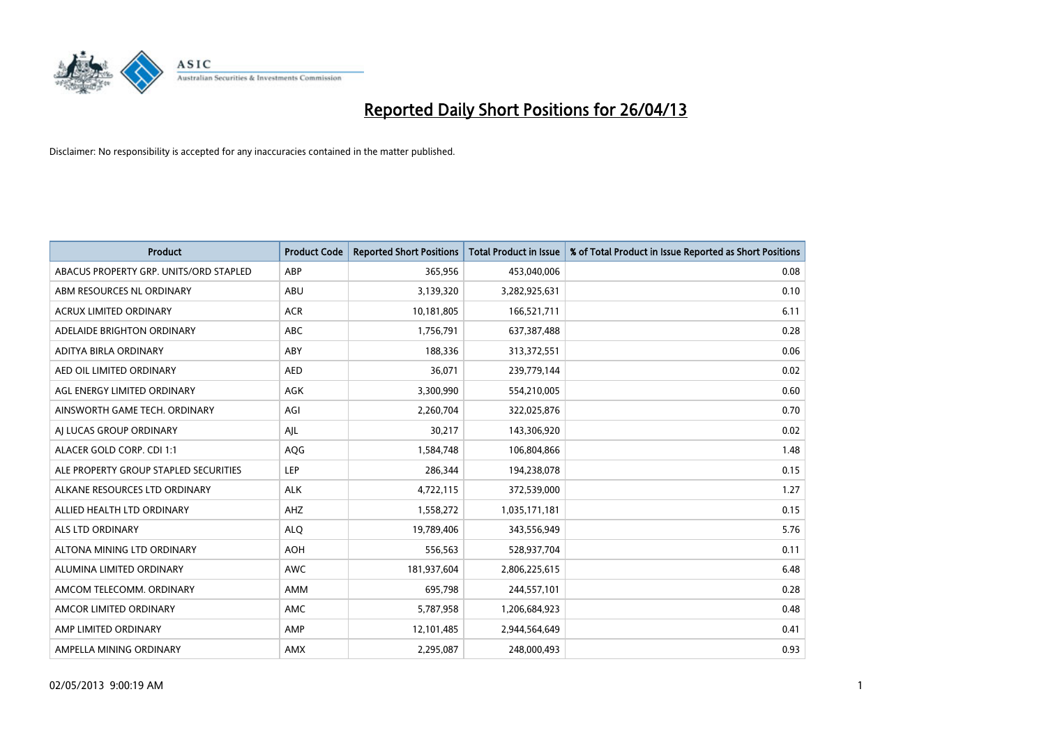# Reported Daily Short Positions for 26/04/13

Disclaimer: No responsibility is accepted for any inaccuracies contained in the matter published.

| Product | Product Code | Reported Short Positions | Total Product in Issue | % of Total Product in Issue Reported as Short Positions |
|---|---|---|---|---|
| ABACUS PROPERTY GRP. UNITS/ORD STAPLED | ABP | 365,956 | 453,040,006 | 0.08 |
| ABM RESOURCES NL ORDINARY | ABU | 3,139,320 | 3,282,925,631 | 0.10 |
| ACRUX LIMITED ORDINARY | ACR | 10,181,805 | 166,521,711 | 6.11 |
| ADELAIDE BRIGHTON ORDINARY | ABC | 1,756,791 | 637,387,488 | 0.28 |
| ADITYA BIRLA ORDINARY | ABY | 188,336 | 313,372,551 | 0.06 |
| AED OIL LIMITED ORDINARY | AED | 36,071 | 239,779,144 | 0.02 |
| AGL ENERGY LIMITED ORDINARY | AGK | 3,300,990 | 554,210,005 | 0.60 |
| AINSWORTH GAME TECH. ORDINARY | AGI | 2,260,704 | 322,025,876 | 0.70 |
| AJ LUCAS GROUP ORDINARY | AJL | 30,217 | 143,306,920 | 0.02 |
| ALACER GOLD CORP. CDI 1:1 | AQG | 1,584,748 | 106,804,866 | 1.48 |
| ALE PROPERTY GROUP STAPLED SECURITIES | LEP | 286,344 | 194,238,078 | 0.15 |
| ALKANE RESOURCES LTD ORDINARY | ALK | 4,722,115 | 372,539,000 | 1.27 |
| ALLIED HEALTH LTD ORDINARY | AHZ | 1,558,272 | 1,035,171,181 | 0.15 |
| ALS LTD ORDINARY | ALQ | 19,789,406 | 343,556,949 | 5.76 |
| ALTONA MINING LTD ORDINARY | AOH | 556,563 | 528,937,704 | 0.11 |
| ALUMINA LIMITED ORDINARY | AWC | 181,937,604 | 2,806,225,615 | 6.48 |
| AMCOM TELECOMM. ORDINARY | AMM | 695,798 | 244,557,101 | 0.28 |
| AMCOR LIMITED ORDINARY | AMC | 5,787,958 | 1,206,684,923 | 0.48 |
| AMP LIMITED ORDINARY | AMP | 12,101,485 | 2,944,564,649 | 0.41 |
| AMPELLA MINING ORDINARY | AMX | 2,295,087 | 248,000,493 | 0.93 |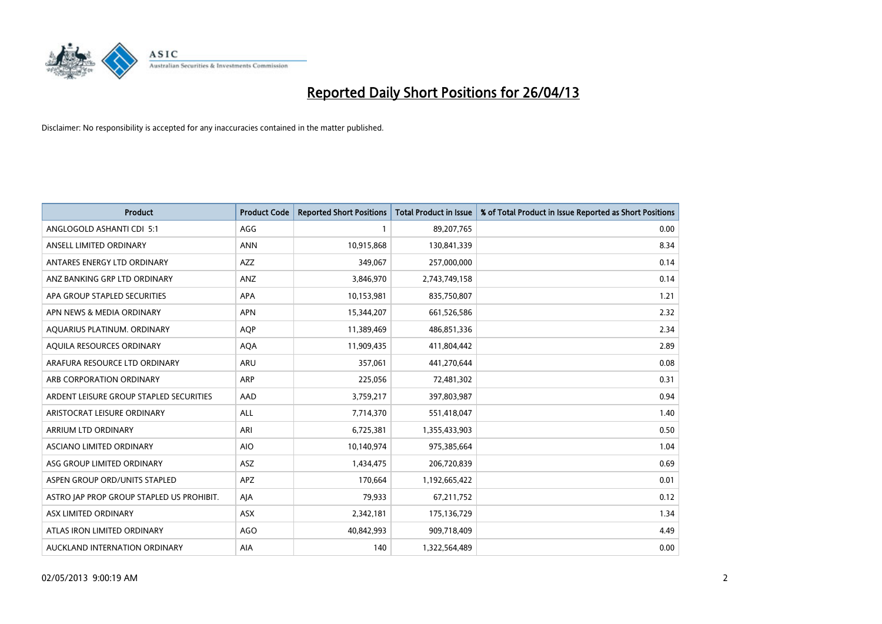# Reported Daily Short Positions for 26/04/13

Disclaimer: No responsibility is accepted for any inaccuracies contained in the matter published.

| Product | Product Code | Reported Short Positions | Total Product in Issue | % of Total Product in Issue Reported as Short Positions |
|---|---|---|---|---|
| ANGLOGOLD ASHANTI CDI 5:1 | AGG | 1 | 89,207,765 | 0.00 |
| ANSELL LIMITED ORDINARY | ANN | 10,915,868 | 130,841,339 | 8.34 |
| ANTARES ENERGY LTD ORDINARY | AZZ | 349,067 | 257,000,000 | 0.14 |
| ANZ BANKING GRP LTD ORDINARY | ANZ | 3,846,970 | 2,743,749,158 | 0.14 |
| APA GROUP STAPLED SECURITIES | APA | 10,153,981 | 835,750,807 | 1.21 |
| APN NEWS & MEDIA ORDINARY | APN | 15,344,207 | 661,526,586 | 2.32 |
| AQUARIUS PLATINUM. ORDINARY | AQP | 11,389,469 | 486,851,336 | 2.34 |
| AQUILA RESOURCES ORDINARY | AQA | 11,909,435 | 411,804,442 | 2.89 |
| ARAFURA RESOURCE LTD ORDINARY | ARU | 357,061 | 441,270,644 | 0.08 |
| ARB CORPORATION ORDINARY | ARP | 225,056 | 72,481,302 | 0.31 |
| ARDENT LEISURE GROUP STAPLED SECURITIES | AAD | 3,759,217 | 397,803,987 | 0.94 |
| ARISTOCRAT LEISURE ORDINARY | ALL | 7,714,370 | 551,418,047 | 1.40 |
| ARRIUM LTD ORDINARY | ARI | 6,725,381 | 1,355,433,903 | 0.50 |
| ASCIANO LIMITED ORDINARY | AIO | 10,140,974 | 975,385,664 | 1.04 |
| ASG GROUP LIMITED ORDINARY | ASZ | 1,434,475 | 206,720,839 | 0.69 |
| ASPEN GROUP ORD/UNITS STAPLED | APZ | 170,664 | 1,192,665,422 | 0.01 |
| ASTRO JAP PROP GROUP STAPLED US PROHIBIT. | AJA | 79,933 | 67,211,752 | 0.12 |
| ASX LIMITED ORDINARY | ASX | 2,342,181 | 175,136,729 | 1.34 |
| ATLAS IRON LIMITED ORDINARY | AGO | 40,842,993 | 909,718,409 | 4.49 |
| AUCKLAND INTERNATION ORDINARY | AIA | 140 | 1,322,564,489 | 0.00 |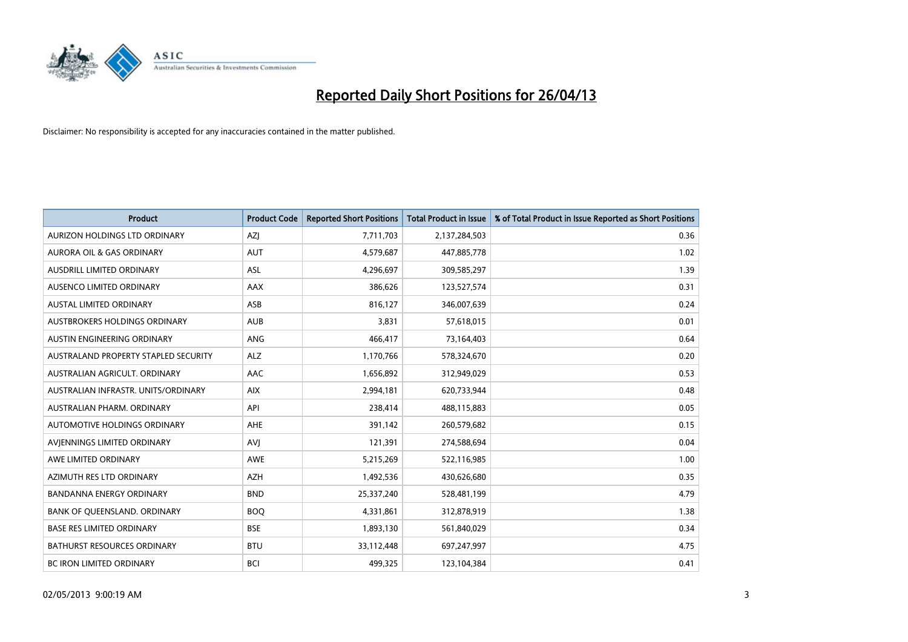# Reported Daily Short Positions for 26/04/13

Disclaimer: No responsibility is accepted for any inaccuracies contained in the matter published.

| Product | Product Code | Reported Short Positions | Total Product in Issue | % of Total Product in Issue Reported as Short Positions |
| --- | --- | --- | --- | --- |
| AURIZON HOLDINGS LTD ORDINARY | AZJ | 7,711,703 | 2,137,284,503 | 0.36 |
| AURORA OIL & GAS ORDINARY | AUT | 4,579,687 | 447,885,778 | 1.02 |
| AUSDRILL LIMITED ORDINARY | ASL | 4,296,697 | 309,585,297 | 1.39 |
| AUSENCO LIMITED ORDINARY | AAX | 386,626 | 123,527,574 | 0.31 |
| AUSTAL LIMITED ORDINARY | ASB | 816,127 | 346,007,639 | 0.24 |
| AUSTBROKERS HOLDINGS ORDINARY | AUB | 3,831 | 57,618,015 | 0.01 |
| AUSTIN ENGINEERING ORDINARY | ANG | 466,417 | 73,164,403 | 0.64 |
| AUSTRALAND PROPERTY STAPLED SECURITY | ALZ | 1,170,766 | 578,324,670 | 0.20 |
| AUSTRALIAN AGRICULT. ORDINARY | AAC | 1,656,892 | 312,949,029 | 0.53 |
| AUSTRALIAN INFRASTR. UNITS/ORDINARY | AIX | 2,994,181 | 620,733,944 | 0.48 |
| AUSTRALIAN PHARM. ORDINARY | API | 238,414 | 488,115,883 | 0.05 |
| AUTOMOTIVE HOLDINGS ORDINARY | AHE | 391,142 | 260,579,682 | 0.15 |
| AVJENNINGS LIMITED ORDINARY | AVJ | 121,391 | 274,588,694 | 0.04 |
| AWE LIMITED ORDINARY | AWE | 5,215,269 | 522,116,985 | 1.00 |
| AZIMUTH RES LTD ORDINARY | AZH | 1,492,536 | 430,626,680 | 0.35 |
| BANDANNA ENERGY ORDINARY | BND | 25,337,240 | 528,481,199 | 4.79 |
| BANK OF QUEENSLAND. ORDINARY | BOQ | 4,331,861 | 312,878,919 | 1.38 |
| BASE RES LIMITED ORDINARY | BSE | 1,893,130 | 561,840,029 | 0.34 |
| BATHURST RESOURCES ORDINARY | BTU | 33,112,448 | 697,247,997 | 4.75 |
| BC IRON LIMITED ORDINARY | BCI | 499,325 | 123,104,384 | 0.41 |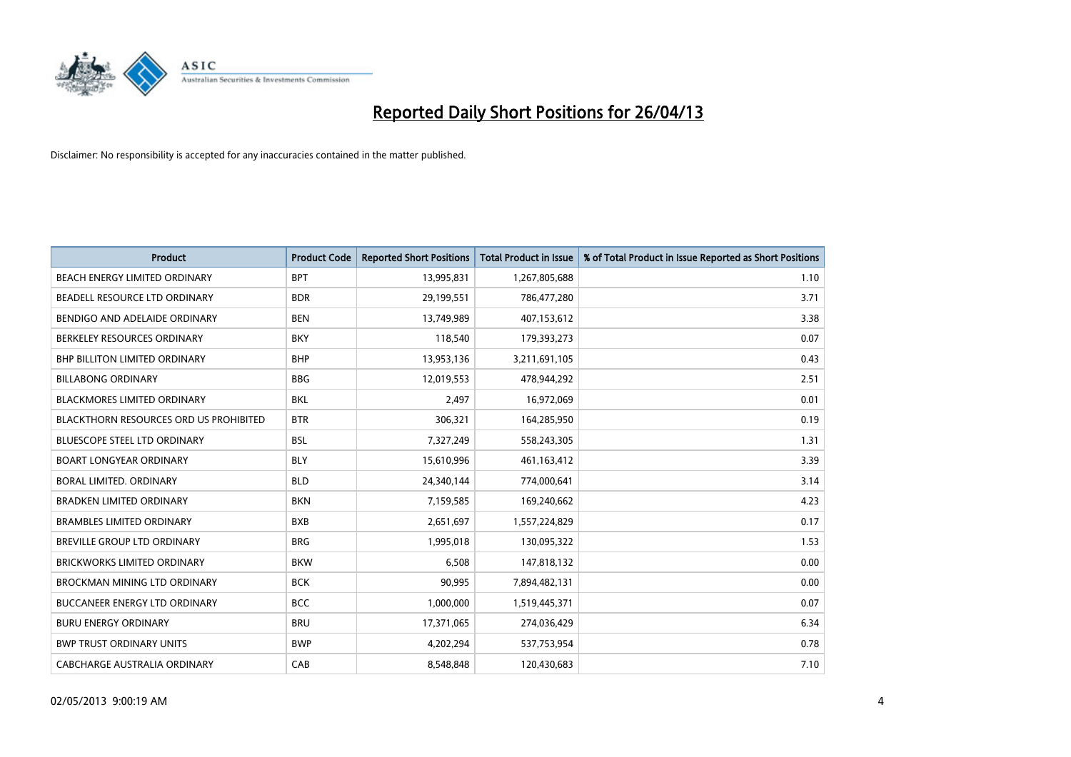# Reported Daily Short Positions for 26/04/13

Disclaimer: No responsibility is accepted for any inaccuracies contained in the matter published.

| Product | Product Code | Reported Short Positions | Total Product in Issue | % of Total Product in Issue Reported as Short Positions |
|---|---|---|---|---|
| BEACH ENERGY LIMITED ORDINARY | BPT | 13,995,831 | 1,267,805,688 | 1.10 |
| BEADELL RESOURCE LTD ORDINARY | BDR | 29,199,551 | 786,477,280 | 3.71 |
| BENDIGO AND ADELAIDE ORDINARY | BEN | 13,749,989 | 407,153,612 | 3.38 |
| BERKELEY RESOURCES ORDINARY | BKY | 118,540 | 179,393,273 | 0.07 |
| BHP BILLITON LIMITED ORDINARY | BHP | 13,953,136 | 3,211,691,105 | 0.43 |
| BILLABONG ORDINARY | BBG | 12,019,553 | 478,944,292 | 2.51 |
| BLACKMORES LIMITED ORDINARY | BKL | 2,497 | 16,972,069 | 0.01 |
| BLACKTHORN RESOURCES ORD US PROHIBITED | BTR | 306,321 | 164,285,950 | 0.19 |
| BLUESCOPE STEEL LTD ORDINARY | BSL | 7,327,249 | 558,243,305 | 1.31 |
| BOART LONGYEAR ORDINARY | BLY | 15,610,996 | 461,163,412 | 3.39 |
| BORAL LIMITED. ORDINARY | BLD | 24,340,144 | 774,000,641 | 3.14 |
| BRADKEN LIMITED ORDINARY | BKN | 7,159,585 | 169,240,662 | 4.23 |
| BRAMBLES LIMITED ORDINARY | BXB | 2,651,697 | 1,557,224,829 | 0.17 |
| BREVILLE GROUP LTD ORDINARY | BRG | 1,995,018 | 130,095,322 | 1.53 |
| BRICKWORKS LIMITED ORDINARY | BKW | 6,508 | 147,818,132 | 0.00 |
| BROCKMAN MINING LTD ORDINARY | BCK | 90,995 | 7,894,482,131 | 0.00 |
| BUCCANEER ENERGY LTD ORDINARY | BCC | 1,000,000 | 1,519,445,371 | 0.07 |
| BURU ENERGY ORDINARY | BRU | 17,371,065 | 274,036,429 | 6.34 |
| BWP TRUST ORDINARY UNITS | BWP | 4,202,294 | 537,753,954 | 0.78 |
| CABCHARGE AUSTRALIA ORDINARY | CAB | 8,548,848 | 120,430,683 | 7.10 |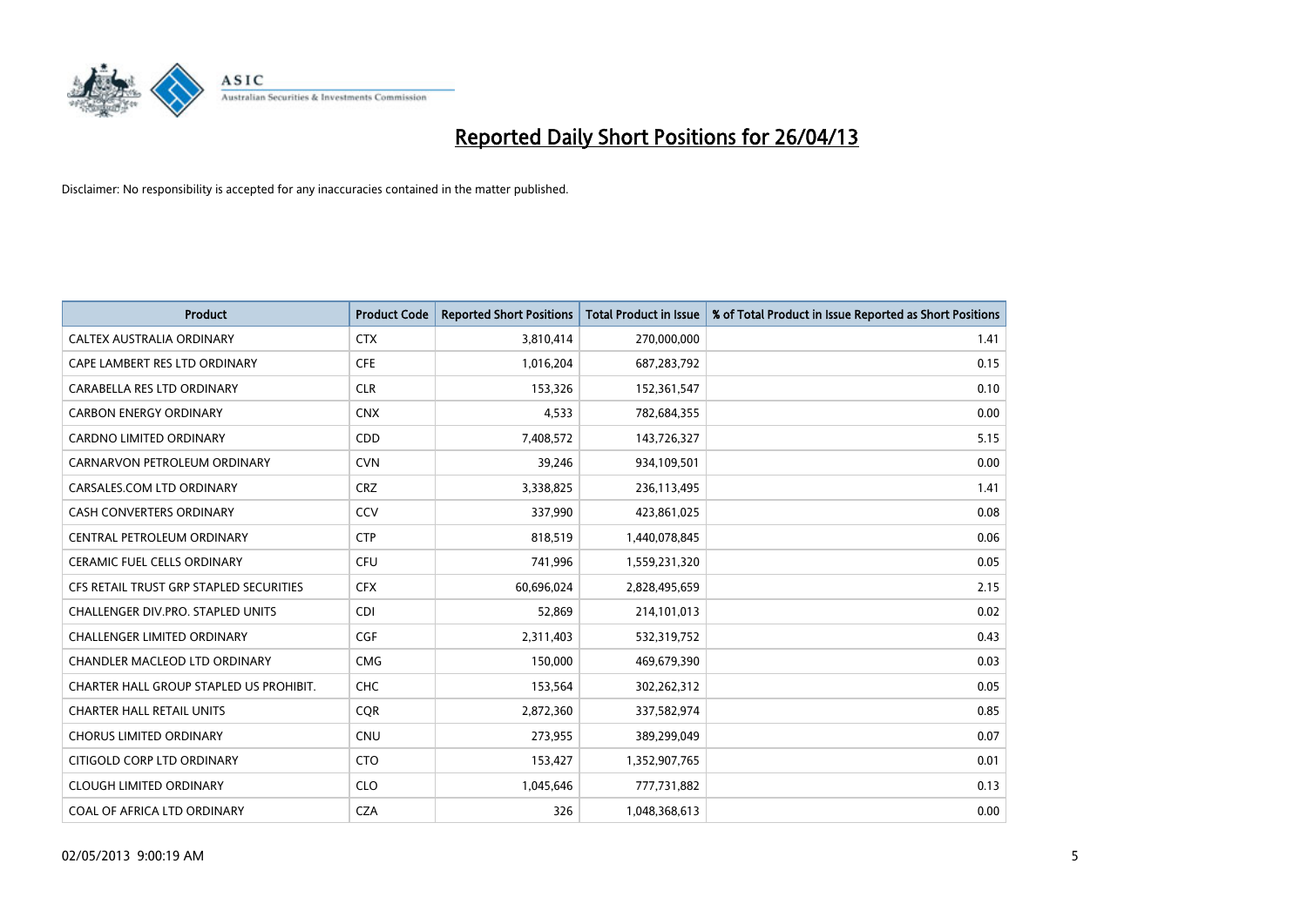# Reported Daily Short Positions for 26/04/13

Disclaimer: No responsibility is accepted for any inaccuracies contained in the matter published.

| Product | Product Code | Reported Short Positions | Total Product in Issue | % of Total Product in Issue Reported as Short Positions |
|---|---|---|---|---|
| CALTEX AUSTRALIA ORDINARY | CTX | 3,810,414 | 270,000,000 | 1.41 |
| CAPE LAMBERT RES LTD ORDINARY | CFE | 1,016,204 | 687,283,792 | 0.15 |
| CARABELLA RES LTD ORDINARY | CLR | 153,326 | 152,361,547 | 0.10 |
| CARBON ENERGY ORDINARY | CNX | 4,533 | 782,684,355 | 0.00 |
| CARDNO LIMITED ORDINARY | CDD | 7,408,572 | 143,726,327 | 5.15 |
| CARNARVON PETROLEUM ORDINARY | CVN | 39,246 | 934,109,501 | 0.00 |
| CARSALES.COM LTD ORDINARY | CRZ | 3,338,825 | 236,113,495 | 1.41 |
| CASH CONVERTERS ORDINARY | CCV | 337,990 | 423,861,025 | 0.08 |
| CENTRAL PETROLEUM ORDINARY | CTP | 818,519 | 1,440,078,845 | 0.06 |
| CERAMIC FUEL CELLS ORDINARY | CFU | 741,996 | 1,559,231,320 | 0.05 |
| CFS RETAIL TRUST GRP STAPLED SECURITIES | CFX | 60,696,024 | 2,828,495,659 | 2.15 |
| CHALLENGER DIV.PRO. STAPLED UNITS | CDI | 52,869 | 214,101,013 | 0.02 |
| CHALLENGER LIMITED ORDINARY | CGF | 2,311,403 | 532,319,752 | 0.43 |
| CHANDLER MACLEOD LTD ORDINARY | CMG | 150,000 | 469,679,390 | 0.03 |
| CHARTER HALL GROUP STAPLED US PROHIBIT. | CHC | 153,564 | 302,262,312 | 0.05 |
| CHARTER HALL RETAIL UNITS | CQR | 2,872,360 | 337,582,974 | 0.85 |
| CHORUS LIMITED ORDINARY | CNU | 273,955 | 389,299,049 | 0.07 |
| CITIGOLD CORP LTD ORDINARY | CTO | 153,427 | 1,352,907,765 | 0.01 |
| CLOUGH LIMITED ORDINARY | CLO | 1,045,646 | 777,731,882 | 0.13 |
| COAL OF AFRICA LTD ORDINARY | CZA | 326 | 1,048,368,613 | 0.00 |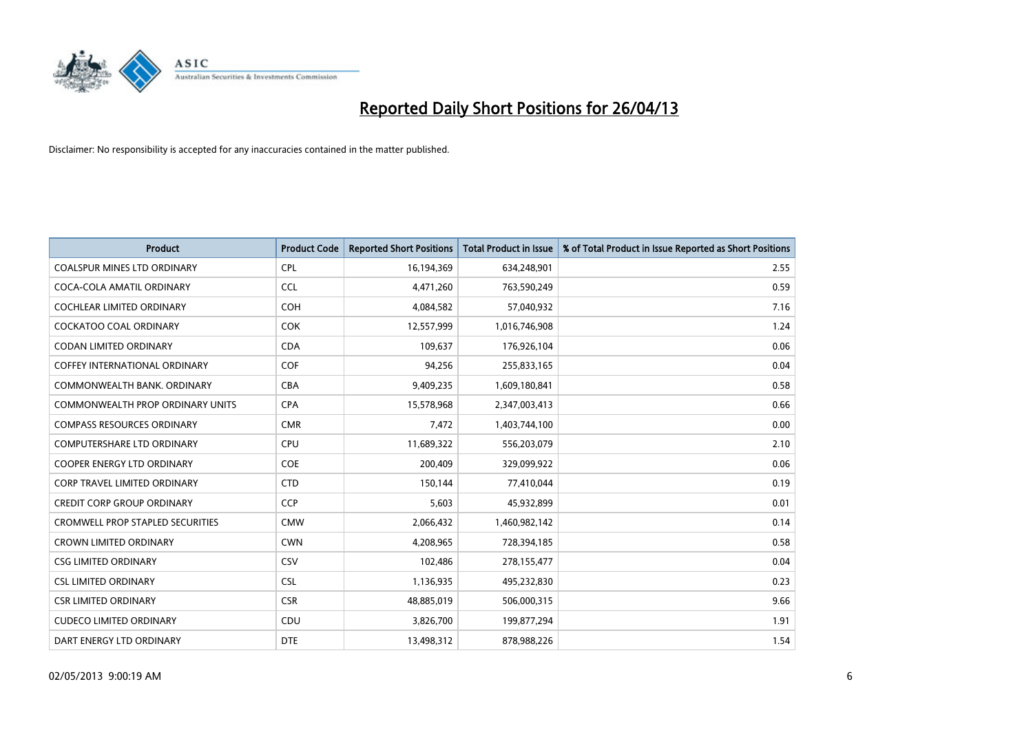# Reported Daily Short Positions for 26/04/13

Disclaimer: No responsibility is accepted for any inaccuracies contained in the matter published.

| Product | Product Code | Reported Short Positions | Total Product in Issue | % of Total Product in Issue Reported as Short Positions |
|---|---|---|---|---|
| COALSPUR MINES LTD ORDINARY | CPL | 16,194,369 | 634,248,901 | 2.55 |
| COCA-COLA AMATIL ORDINARY | CCL | 4,471,260 | 763,590,249 | 0.59 |
| COCHLEAR LIMITED ORDINARY | COH | 4,084,582 | 57,040,932 | 7.16 |
| COCKATOO COAL ORDINARY | COK | 12,557,999 | 1,016,746,908 | 1.24 |
| CODAN LIMITED ORDINARY | CDA | 109,637 | 176,926,104 | 0.06 |
| COFFEY INTERNATIONAL ORDINARY | COF | 94,256 | 255,833,165 | 0.04 |
| COMMONWEALTH BANK. ORDINARY | CBA | 9,409,235 | 1,609,180,841 | 0.58 |
| COMMONWEALTH PROP ORDINARY UNITS | CPA | 15,578,968 | 2,347,003,413 | 0.66 |
| COMPASS RESOURCES ORDINARY | CMR | 7,472 | 1,403,744,100 | 0.00 |
| COMPUTERSHARE LTD ORDINARY | CPU | 11,689,322 | 556,203,079 | 2.10 |
| COOPER ENERGY LTD ORDINARY | COE | 200,409 | 329,099,922 | 0.06 |
| CORP TRAVEL LIMITED ORDINARY | CTD | 150,144 | 77,410,044 | 0.19 |
| CREDIT CORP GROUP ORDINARY | CCP | 5,603 | 45,932,899 | 0.01 |
| CROMWELL PROP STAPLED SECURITIES | CMW | 2,066,432 | 1,460,982,142 | 0.14 |
| CROWN LIMITED ORDINARY | CWN | 4,208,965 | 728,394,185 | 0.58 |
| CSG LIMITED ORDINARY | CSV | 102,486 | 278,155,477 | 0.04 |
| CSL LIMITED ORDINARY | CSL | 1,136,935 | 495,232,830 | 0.23 |
| CSR LIMITED ORDINARY | CSR | 48,885,019 | 506,000,315 | 9.66 |
| CUDECO LIMITED ORDINARY | CDU | 3,826,700 | 199,877,294 | 1.91 |
| DART ENERGY LTD ORDINARY | DTE | 13,498,312 | 878,988,226 | 1.54 |

02/05/2013 9:00:19 AM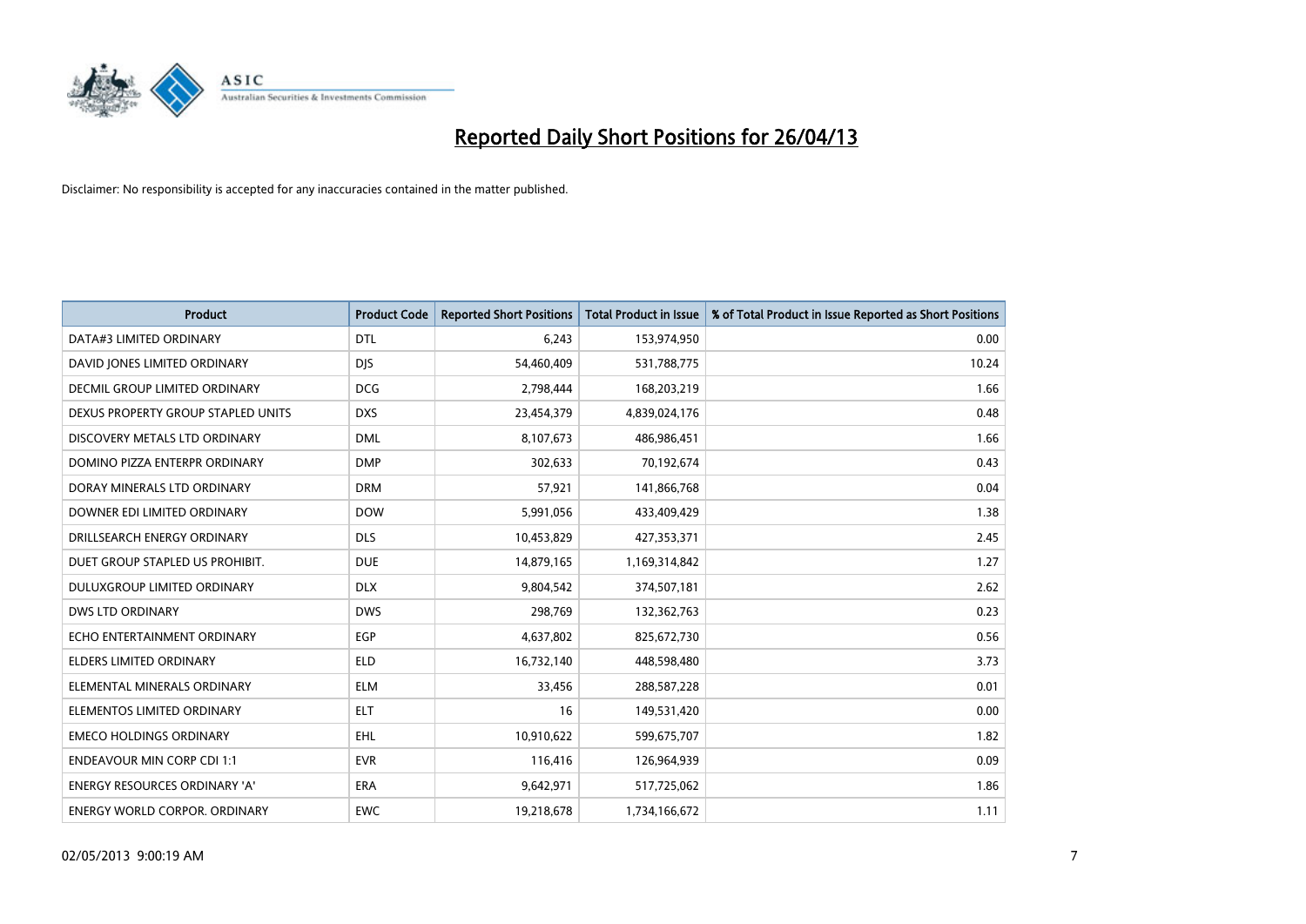# Reported Daily Short Positions for 26/04/13

Disclaimer: No responsibility is accepted for any inaccuracies contained in the matter published.

| Product | Product Code | Reported Short Positions | Total Product in Issue | % of Total Product in Issue Reported as Short Positions |
|---|---|---|---|---|
| DATA#3 LIMITED ORDINARY | DTL | 6,243 | 153,974,950 | 0.00 |
| DAVID JONES LIMITED ORDINARY | DJS | 54,460,409 | 531,788,775 | 10.24 |
| DECMIL GROUP LIMITED ORDINARY | DCG | 2,798,444 | 168,203,219 | 1.66 |
| DEXUS PROPERTY GROUP STAPLED UNITS | DXS | 23,454,379 | 4,839,024,176 | 0.48 |
| DISCOVERY METALS LTD ORDINARY | DML | 8,107,673 | 486,986,451 | 1.66 |
| DOMINO PIZZA ENTERPR ORDINARY | DMP | 302,633 | 70,192,674 | 0.43 |
| DORAY MINERALS LTD ORDINARY | DRM | 57,921 | 141,866,768 | 0.04 |
| DOWNER EDI LIMITED ORDINARY | DOW | 5,991,056 | 433,409,429 | 1.38 |
| DRILLSEARCH ENERGY ORDINARY | DLS | 10,453,829 | 427,353,371 | 2.45 |
| DUET GROUP STAPLED US PROHIBIT. | DUE | 14,879,165 | 1,169,314,842 | 1.27 |
| DULUXGROUP LIMITED ORDINARY | DLX | 9,804,542 | 374,507,181 | 2.62 |
| DWS LTD ORDINARY | DWS | 298,769 | 132,362,763 | 0.23 |
| ECHO ENTERTAINMENT ORDINARY | EGP | 4,637,802 | 825,672,730 | 0.56 |
| ELDERS LIMITED ORDINARY | ELD | 16,732,140 | 448,598,480 | 3.73 |
| ELEMENTAL MINERALS ORDINARY | ELM | 33,456 | 288,587,228 | 0.01 |
| ELEMENTOS LIMITED ORDINARY | ELT | 16 | 149,531,420 | 0.00 |
| EMECO HOLDINGS ORDINARY | EHL | 10,910,622 | 599,675,707 | 1.82 |
| ENDEAVOUR MIN CORP CDI 1:1 | EVR | 116,416 | 126,964,939 | 0.09 |
| ENERGY RESOURCES ORDINARY 'A' | ERA | 9,642,971 | 517,725,062 | 1.86 |
| ENERGY WORLD CORPOR. ORDINARY | EWC | 19,218,678 | 1,734,166,672 | 1.11 |

02/05/2013 9:00:19 AM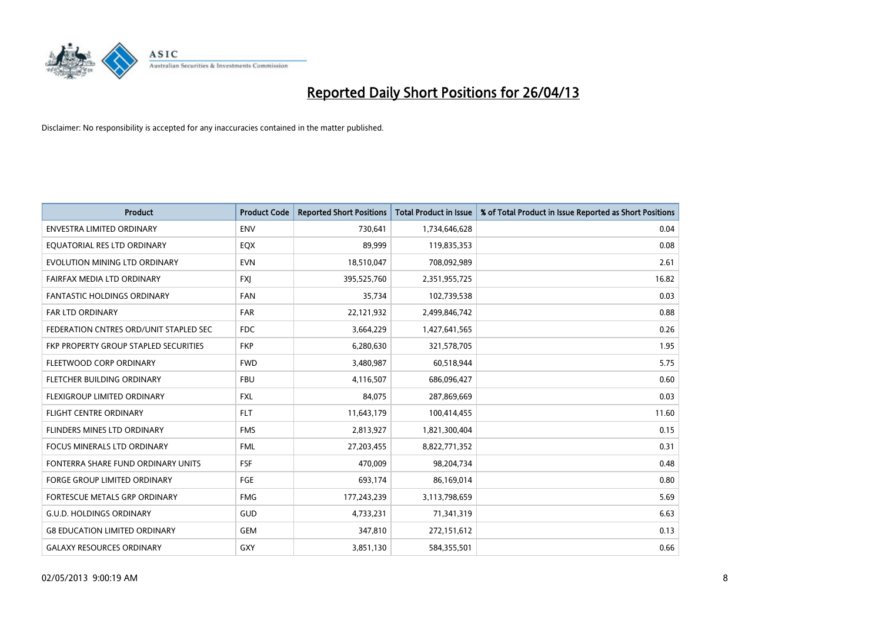# Reported Daily Short Positions for 26/04/13

Disclaimer: No responsibility is accepted for any inaccuracies contained in the matter published.

| Product | Product Code | Reported Short Positions | Total Product in Issue | % of Total Product in Issue Reported as Short Positions |
|---|---|---|---|---|
| ENVESTRA LIMITED ORDINARY | ENV | 730,641 | 1,734,646,628 | 0.04 |
| EQUATORIAL RES LTD ORDINARY | EQX | 89,999 | 119,835,353 | 0.08 |
| EVOLUTION MINING LTD ORDINARY | EVN | 18,510,047 | 708,092,989 | 2.61 |
| FAIRFAX MEDIA LTD ORDINARY | FXJ | 395,525,760 | 2,351,955,725 | 16.82 |
| FANTASTIC HOLDINGS ORDINARY | FAN | 35,734 | 102,739,538 | 0.03 |
| FAR LTD ORDINARY | FAR | 22,121,932 | 2,499,846,742 | 0.88 |
| FEDERATION CNTRES ORD/UNIT STAPLED SEC | FDC | 3,664,229 | 1,427,641,565 | 0.26 |
| FKP PROPERTY GROUP STAPLED SECURITIES | FKP | 6,280,630 | 321,578,705 | 1.95 |
| FLEETWOOD CORP ORDINARY | FWD | 3,480,987 | 60,518,944 | 5.75 |
| FLETCHER BUILDING ORDINARY | FBU | 4,116,507 | 686,096,427 | 0.60 |
| FLEXIGROUP LIMITED ORDINARY | FXL | 84,075 | 287,869,669 | 0.03 |
| FLIGHT CENTRE ORDINARY | FLT | 11,643,179 | 100,414,455 | 11.60 |
| FLINDERS MINES LTD ORDINARY | FMS | 2,813,927 | 1,821,300,404 | 0.15 |
| FOCUS MINERALS LTD ORDINARY | FML | 27,203,455 | 8,822,771,352 | 0.31 |
| FONTERRA SHARE FUND ORDINARY UNITS | FSF | 470,009 | 98,204,734 | 0.48 |
| FORGE GROUP LIMITED ORDINARY | FGE | 693,174 | 86,169,014 | 0.80 |
| FORTESCUE METALS GRP ORDINARY | FMG | 177,243,239 | 3,113,798,659 | 5.69 |
| G.U.D. HOLDINGS ORDINARY | GUD | 4,733,231 | 71,341,319 | 6.63 |
| G8 EDUCATION LIMITED ORDINARY | GEM | 347,810 | 272,151,612 | 0.13 |
| GALAXY RESOURCES ORDINARY | GXY | 3,851,130 | 584,355,501 | 0.66 |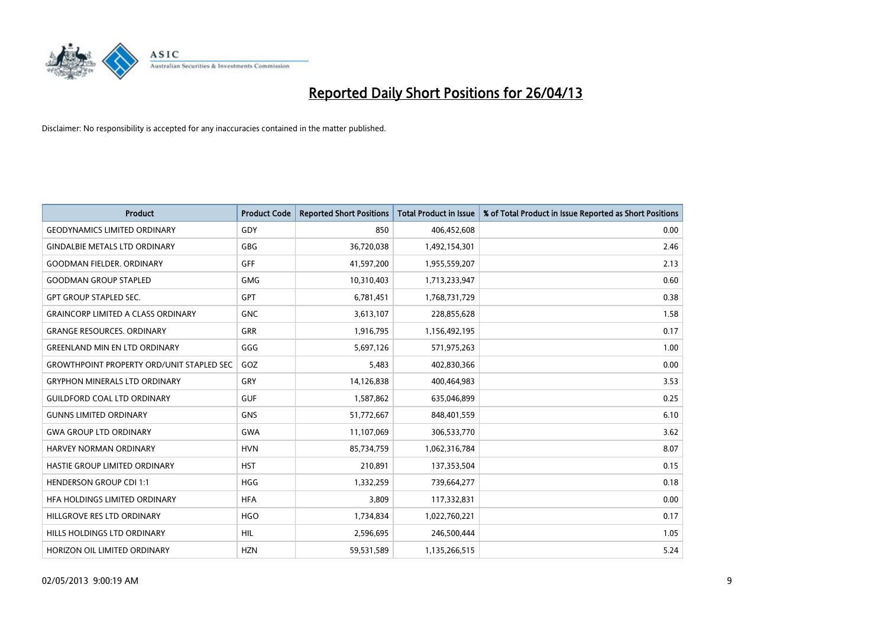# Reported Daily Short Positions for 26/04/13

Disclaimer: No responsibility is accepted for any inaccuracies contained in the matter published.

| Product | Product Code | Reported Short Positions | Total Product in Issue | % of Total Product in Issue Reported as Short Positions |
| --- | --- | --- | --- | --- |
| GEODYNAMICS LIMITED ORDINARY | GDY | 850 | 406,452,608 | 0.00 |
| GINDALBIE METALS LTD ORDINARY | GBG | 36,720,038 | 1,492,154,301 | 2.46 |
| GOODMAN FIELDER. ORDINARY | GFF | 41,597,200 | 1,955,559,207 | 2.13 |
| GOODMAN GROUP STAPLED | GMG | 10,310,403 | 1,713,233,947 | 0.60 |
| GPT GROUP STAPLED SEC. | GPT | 6,781,451 | 1,768,731,729 | 0.38 |
| GRAINCORP LIMITED A CLASS ORDINARY | GNC | 3,613,107 | 228,855,628 | 1.58 |
| GRANGE RESOURCES. ORDINARY | GRR | 1,916,795 | 1,156,492,195 | 0.17 |
| GREENLAND MIN EN LTD ORDINARY | GGG | 5,697,126 | 571,975,263 | 1.00 |
| GROWTHPOINT PROPERTY ORD/UNIT STAPLED SEC | GOZ | 5,483 | 402,830,366 | 0.00 |
| GRYPHON MINERALS LTD ORDINARY | GRY | 14,126,838 | 400,464,983 | 3.53 |
| GUILDFORD COAL LTD ORDINARY | GUF | 1,587,862 | 635,046,899 | 0.25 |
| GUNNS LIMITED ORDINARY | GNS | 51,772,667 | 848,401,559 | 6.10 |
| GWA GROUP LTD ORDINARY | GWA | 11,107,069 | 306,533,770 | 3.62 |
| HARVEY NORMAN ORDINARY | HVN | 85,734,759 | 1,062,316,784 | 8.07 |
| HASTIE GROUP LIMITED ORDINARY | HST | 210,891 | 137,353,504 | 0.15 |
| HENDERSON GROUP CDI 1:1 | HGG | 1,332,259 | 739,664,277 | 0.18 |
| HFA HOLDINGS LIMITED ORDINARY | HFA | 3,809 | 117,332,831 | 0.00 |
| HILLGROVE RES LTD ORDINARY | HGO | 1,734,834 | 1,022,760,221 | 0.17 |
| HILLS HOLDINGS LTD ORDINARY | HIL | 2,596,695 | 246,500,444 | 1.05 |
| HORIZON OIL LIMITED ORDINARY | HZN | 59,531,589 | 1,135,266,515 | 5.24 |

02/05/2013 9:00:19 AM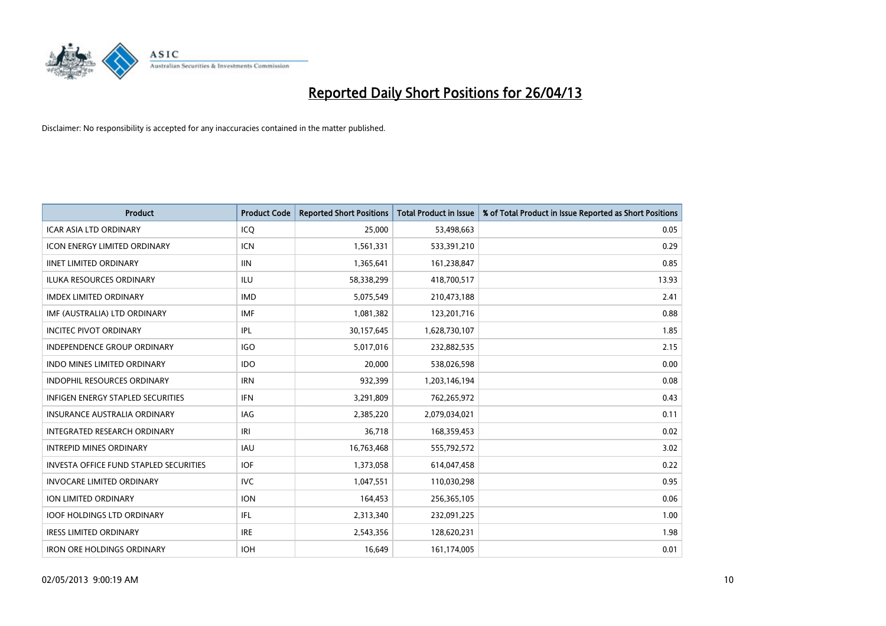# Reported Daily Short Positions for 26/04/13

Disclaimer: No responsibility is accepted for any inaccuracies contained in the matter published.

| Product | Product Code | Reported Short Positions | Total Product in Issue | % of Total Product in Issue Reported as Short Positions |
|---|---|---|---|---|
| ICAR ASIA LTD ORDINARY | ICQ | 25,000 | 53,498,663 | 0.05 |
| ICON ENERGY LIMITED ORDINARY | ICN | 1,561,331 | 533,391,210 | 0.29 |
| IINET LIMITED ORDINARY | IIN | 1,365,641 | 161,238,847 | 0.85 |
| ILUKA RESOURCES ORDINARY | ILU | 58,338,299 | 418,700,517 | 13.93 |
| IMDEX LIMITED ORDINARY | IMD | 5,075,549 | 210,473,188 | 2.41 |
| IMF (AUSTRALIA) LTD ORDINARY | IMF | 1,081,382 | 123,201,716 | 0.88 |
| INCITEC PIVOT ORDINARY | IPL | 30,157,645 | 1,628,730,107 | 1.85 |
| INDEPENDENCE GROUP ORDINARY | IGO | 5,017,016 | 232,882,535 | 2.15 |
| INDO MINES LIMITED ORDINARY | IDO | 20,000 | 538,026,598 | 0.00 |
| INDOPHIL RESOURCES ORDINARY | IRN | 932,399 | 1,203,146,194 | 0.08 |
| INFIGEN ENERGY STAPLED SECURITIES | IFN | 3,291,809 | 762,265,972 | 0.43 |
| INSURANCE AUSTRALIA ORDINARY | IAG | 2,385,220 | 2,079,034,021 | 0.11 |
| INTEGRATED RESEARCH ORDINARY | IRI | 36,718 | 168,359,453 | 0.02 |
| INTREPID MINES ORDINARY | IAU | 16,763,468 | 555,792,572 | 3.02 |
| INVESTA OFFICE FUND STAPLED SECURITIES | IOF | 1,373,058 | 614,047,458 | 0.22 |
| INVOCARE LIMITED ORDINARY | IVC | 1,047,551 | 110,030,298 | 0.95 |
| ION LIMITED ORDINARY | ION | 164,453 | 256,365,105 | 0.06 |
| IOOF HOLDINGS LTD ORDINARY | IFL | 2,313,340 | 232,091,225 | 1.00 |
| IRESS LIMITED ORDINARY | IRE | 2,543,356 | 128,620,231 | 1.98 |
| IRON ORE HOLDINGS ORDINARY | IOH | 16,649 | 161,174,005 | 0.01 |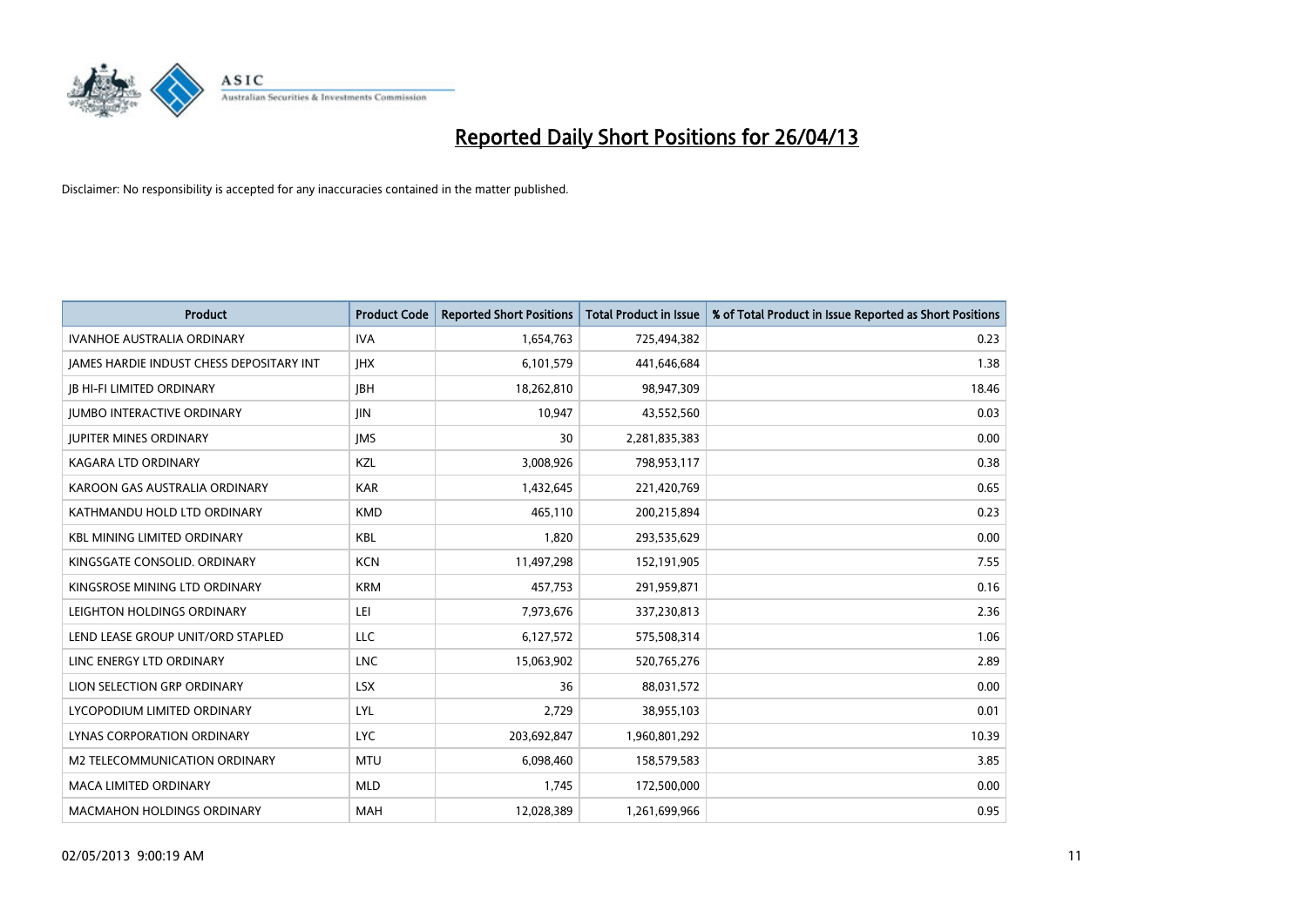# Reported Daily Short Positions for 26/04/13

Disclaimer: No responsibility is accepted for any inaccuracies contained in the matter published.

| Product | Product Code | Reported Short Positions | Total Product in Issue | % of Total Product in Issue Reported as Short Positions |
|---|---|---|---|---|
| IVANHOE AUSTRALIA ORDINARY | IVA | 1,654,763 | 725,494,382 | 0.23 |
| JAMES HARDIE INDUST CHESS DEPOSITARY INT | JHX | 6,101,579 | 441,646,684 | 1.38 |
| JB HI-FI LIMITED ORDINARY | JBH | 18,262,810 | 98,947,309 | 18.46 |
| JUMBO INTERACTIVE ORDINARY | JIN | 10,947 | 43,552,560 | 0.03 |
| JUPITER MINES ORDINARY | JMS | 30 | 2,281,835,383 | 0.00 |
| KAGARA LTD ORDINARY | KZL | 3,008,926 | 798,953,117 | 0.38 |
| KAROON GAS AUSTRALIA ORDINARY | KAR | 1,432,645 | 221,420,769 | 0.65 |
| KATHMANDU HOLD LTD ORDINARY | KMD | 465,110 | 200,215,894 | 0.23 |
| KBL MINING LIMITED ORDINARY | KBL | 1,820 | 293,535,629 | 0.00 |
| KINGSGATE CONSOLID. ORDINARY | KCN | 11,497,298 | 152,191,905 | 7.55 |
| KINGSROSE MINING LTD ORDINARY | KRM | 457,753 | 291,959,871 | 0.16 |
| LEIGHTON HOLDINGS ORDINARY | LEI | 7,973,676 | 337,230,813 | 2.36 |
| LEND LEASE GROUP UNIT/ORD STAPLED | LLC | 6,127,572 | 575,508,314 | 1.06 |
| LINC ENERGY LTD ORDINARY | LNC | 15,063,902 | 520,765,276 | 2.89 |
| LION SELECTION GRP ORDINARY | LSX | 36 | 88,031,572 | 0.00 |
| LYCOPODIUM LIMITED ORDINARY | LYL | 2,729 | 38,955,103 | 0.01 |
| LYNAS CORPORATION ORDINARY | LYC | 203,692,847 | 1,960,801,292 | 10.39 |
| M2 TELECOMMUNICATION ORDINARY | MTU | 6,098,460 | 158,579,583 | 3.85 |
| MACA LIMITED ORDINARY | MLD | 1,745 | 172,500,000 | 0.00 |
| MACMAHON HOLDINGS ORDINARY | MAH | 12,028,389 | 1,261,699,966 | 0.95 |

02/05/2013 9:00:19 AM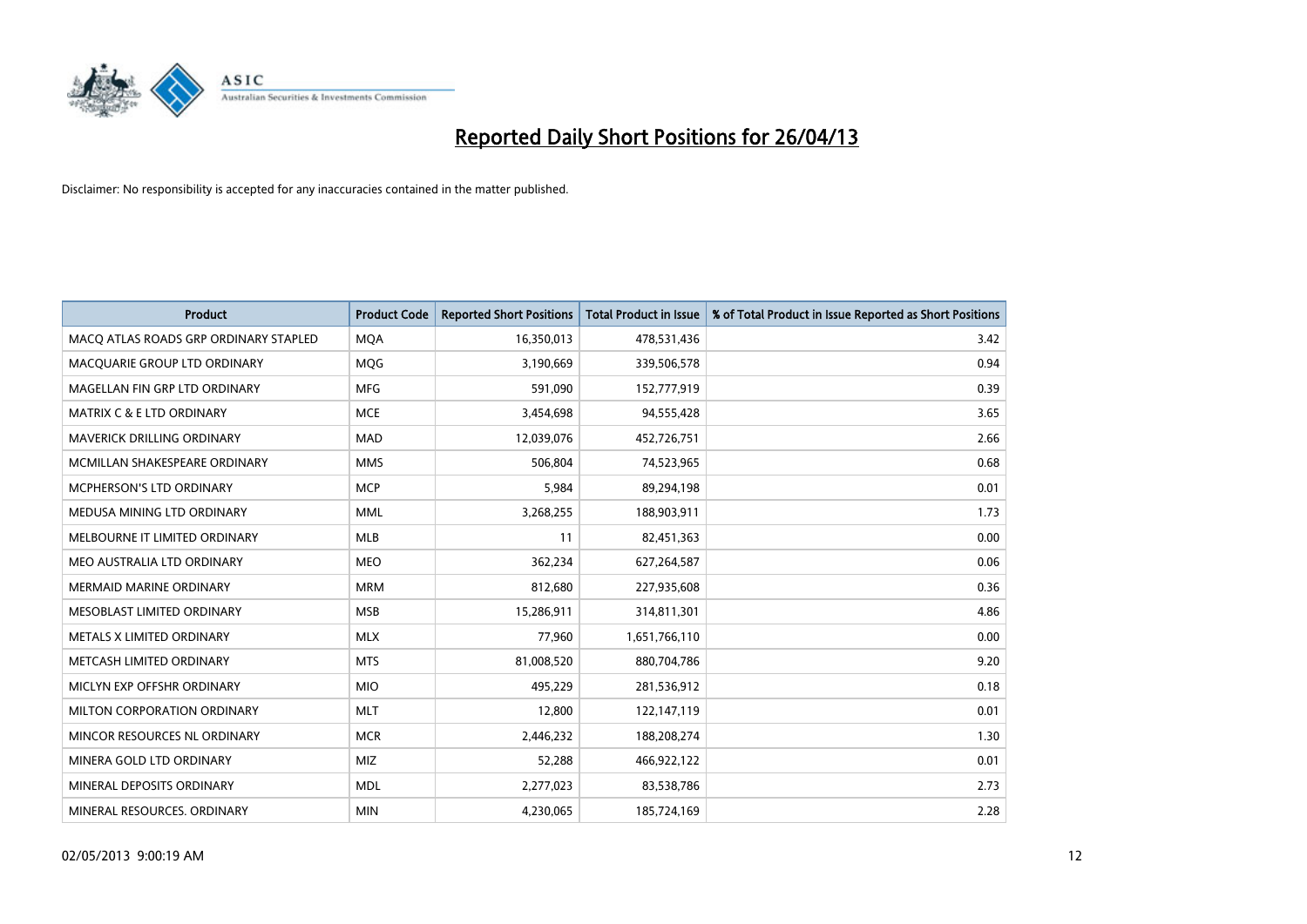# Reported Daily Short Positions for 26/04/13

Disclaimer: No responsibility is accepted for any inaccuracies contained in the matter published.

| Product | Product Code | Reported Short Positions | Total Product in Issue | % of Total Product in Issue Reported as Short Positions |
|---|---|---|---|---|
| MACQ ATLAS ROADS GRP ORDINARY STAPLED | MQA | 16,350,013 | 478,531,436 | 3.42 |
| MACQUARIE GROUP LTD ORDINARY | MQG | 3,190,669 | 339,506,578 | 0.94 |
| MAGELLAN FIN GRP LTD ORDINARY | MFG | 591,090 | 152,777,919 | 0.39 |
| MATRIX C & E LTD ORDINARY | MCE | 3,454,698 | 94,555,428 | 3.65 |
| MAVERICK DRILLING ORDINARY | MAD | 12,039,076 | 452,726,751 | 2.66 |
| MCMILLAN SHAKESPEARE ORDINARY | MMS | 506,804 | 74,523,965 | 0.68 |
| MCPHERSON'S LTD ORDINARY | MCP | 5,984 | 89,294,198 | 0.01 |
| MEDUSA MINING LTD ORDINARY | MML | 3,268,255 | 188,903,911 | 1.73 |
| MELBOURNE IT LIMITED ORDINARY | MLB | 11 | 82,451,363 | 0.00 |
| MEO AUSTRALIA LTD ORDINARY | MEO | 362,234 | 627,264,587 | 0.06 |
| MERMAID MARINE ORDINARY | MRM | 812,680 | 227,935,608 | 0.36 |
| MESOBLAST LIMITED ORDINARY | MSB | 15,286,911 | 314,811,301 | 4.86 |
| METALS X LIMITED ORDINARY | MLX | 77,960 | 1,651,766,110 | 0.00 |
| METCASH LIMITED ORDINARY | MTS | 81,008,520 | 880,704,786 | 9.20 |
| MICLYN EXP OFFSHR ORDINARY | MIO | 495,229 | 281,536,912 | 0.18 |
| MILTON CORPORATION ORDINARY | MLT | 12,800 | 122,147,119 | 0.01 |
| MINCOR RESOURCES NL ORDINARY | MCR | 2,446,232 | 188,208,274 | 1.30 |
| MINERA GOLD LTD ORDINARY | MIZ | 52,288 | 466,922,122 | 0.01 |
| MINERAL DEPOSITS ORDINARY | MDL | 2,277,023 | 83,538,786 | 2.73 |
| MINERAL RESOURCES. ORDINARY | MIN | 4,230,065 | 185,724,169 | 2.28 |

02/05/2013 9:00:19 AM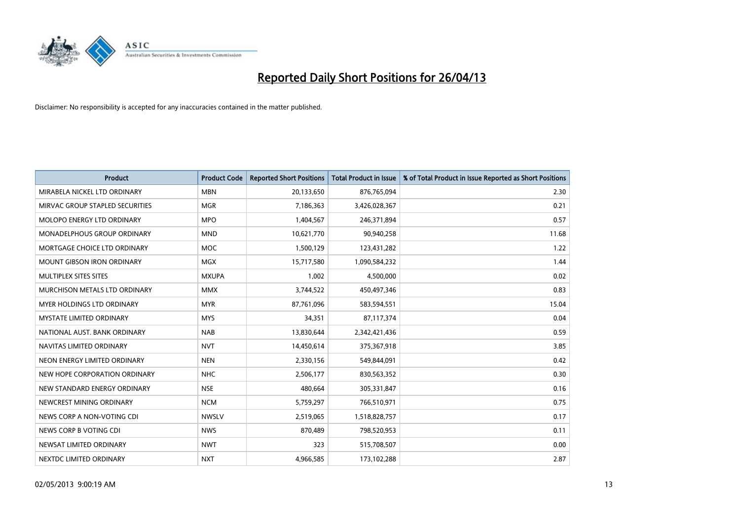# Reported Daily Short Positions for 26/04/13

Disclaimer: No responsibility is accepted for any inaccuracies contained in the matter published.

| Product | Product Code | Reported Short Positions | Total Product in Issue | % of Total Product in Issue Reported as Short Positions |
|---|---|---|---|---|
| MIRABELA NICKEL LTD ORDINARY | MBN | 20,133,650 | 876,765,094 | 2.30 |
| MIRVAC GROUP STAPLED SECURITIES | MGR | 7,186,363 | 3,426,028,367 | 0.21 |
| MOLOPO ENERGY LTD ORDINARY | MPO | 1,404,567 | 246,371,894 | 0.57 |
| MONADELPHOUS GROUP ORDINARY | MND | 10,621,770 | 90,940,258 | 11.68 |
| MORTGAGE CHOICE LTD ORDINARY | MOC | 1,500,129 | 123,431,282 | 1.22 |
| MOUNT GIBSON IRON ORDINARY | MGX | 15,717,580 | 1,090,584,232 | 1.44 |
| MULTIPLEX SITES SITES | MXUPA | 1,002 | 4,500,000 | 0.02 |
| MURCHISON METALS LTD ORDINARY | MMX | 3,744,522 | 450,497,346 | 0.83 |
| MYER HOLDINGS LTD ORDINARY | MYR | 87,761,096 | 583,594,551 | 15.04 |
| MYSTATE LIMITED ORDINARY | MYS | 34,351 | 87,117,374 | 0.04 |
| NATIONAL AUST. BANK ORDINARY | NAB | 13,830,644 | 2,342,421,436 | 0.59 |
| NAVITAS LIMITED ORDINARY | NVT | 14,450,614 | 375,367,918 | 3.85 |
| NEON ENERGY LIMITED ORDINARY | NEN | 2,330,156 | 549,844,091 | 0.42 |
| NEW HOPE CORPORATION ORDINARY | NHC | 2,506,177 | 830,563,352 | 0.30 |
| NEW STANDARD ENERGY ORDINARY | NSE | 480,664 | 305,331,847 | 0.16 |
| NEWCREST MINING ORDINARY | NCM | 5,759,297 | 766,510,971 | 0.75 |
| NEWS CORP A NON-VOTING CDI | NWSLV | 2,519,065 | 1,518,828,757 | 0.17 |
| NEWS CORP B VOTING CDI | NWS | 870,489 | 798,520,953 | 0.11 |
| NEWSAT LIMITED ORDINARY | NWT | 323 | 515,708,507 | 0.00 |
| NEXTDC LIMITED ORDINARY | NXT | 4,966,585 | 173,102,288 | 2.87 |

02/05/2013 9:00:19 AM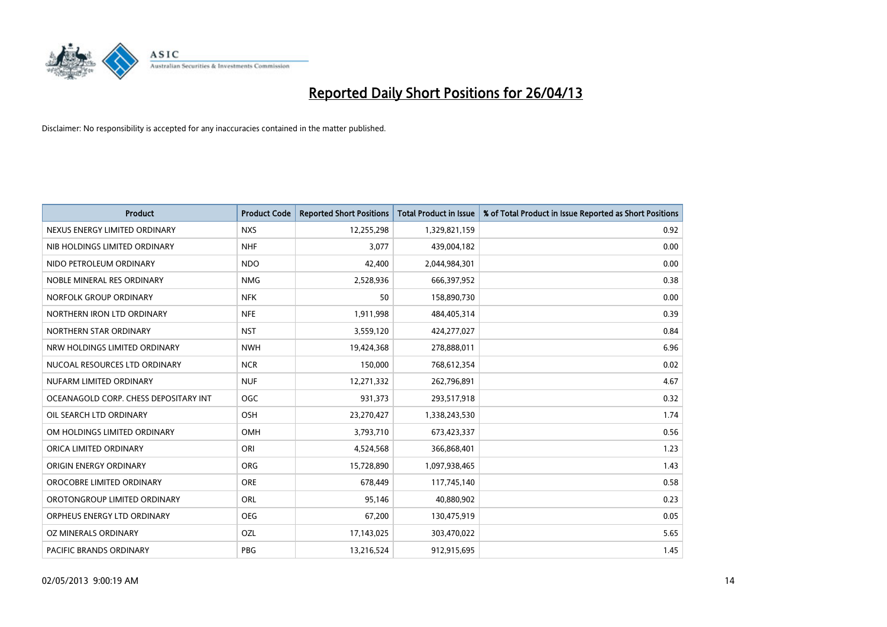# Reported Daily Short Positions for 26/04/13

Disclaimer: No responsibility is accepted for any inaccuracies contained in the matter published.

| Product | Product Code | Reported Short Positions | Total Product in Issue | % of Total Product in Issue Reported as Short Positions |
|---|---|---|---|---|
| NEXUS ENERGY LIMITED ORDINARY | NXS | 12,255,298 | 1,329,821,159 | 0.92 |
| NIB HOLDINGS LIMITED ORDINARY | NHF | 3,077 | 439,004,182 | 0.00 |
| NIDO PETROLEUM ORDINARY | NDO | 42,400 | 2,044,984,301 | 0.00 |
| NOBLE MINERAL RES ORDINARY | NMG | 2,528,936 | 666,397,952 | 0.38 |
| NORFOLK GROUP ORDINARY | NFK | 50 | 158,890,730 | 0.00 |
| NORTHERN IRON LTD ORDINARY | NFE | 1,911,998 | 484,405,314 | 0.39 |
| NORTHERN STAR ORDINARY | NST | 3,559,120 | 424,277,027 | 0.84 |
| NRW HOLDINGS LIMITED ORDINARY | NWH | 19,424,368 | 278,888,011 | 6.96 |
| NUCOAL RESOURCES LTD ORDINARY | NCR | 150,000 | 768,612,354 | 0.02 |
| NUFARM LIMITED ORDINARY | NUF | 12,271,332 | 262,796,891 | 4.67 |
| OCEANAGOLD CORP. CHESS DEPOSITARY INT | OGC | 931,373 | 293,517,918 | 0.32 |
| OIL SEARCH LTD ORDINARY | OSH | 23,270,427 | 1,338,243,530 | 1.74 |
| OM HOLDINGS LIMITED ORDINARY | OMH | 3,793,710 | 673,423,337 | 0.56 |
| ORICA LIMITED ORDINARY | ORI | 4,524,568 | 366,868,401 | 1.23 |
| ORIGIN ENERGY ORDINARY | ORG | 15,728,890 | 1,097,938,465 | 1.43 |
| OROCOBRE LIMITED ORDINARY | ORE | 678,449 | 117,745,140 | 0.58 |
| OROTONGROUP LIMITED ORDINARY | ORL | 95,146 | 40,880,902 | 0.23 |
| ORPHEUS ENERGY LTD ORDINARY | OEG | 67,200 | 130,475,919 | 0.05 |
| OZ MINERALS ORDINARY | OZL | 17,143,025 | 303,470,022 | 5.65 |
| PACIFIC BRANDS ORDINARY | PBG | 13,216,524 | 912,915,695 | 1.45 |

02/05/2013 9:00:19 AM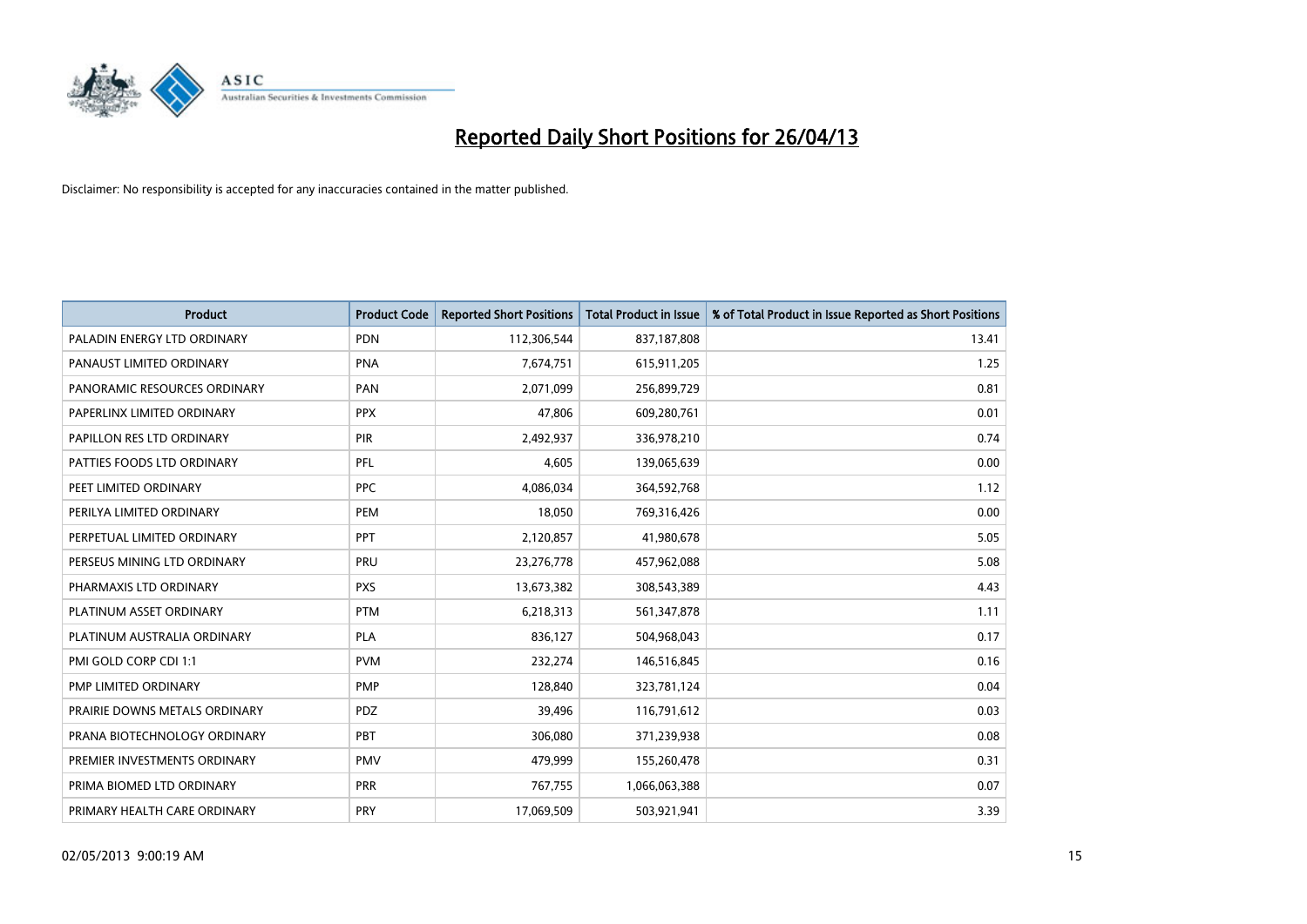# Reported Daily Short Positions for 26/04/13

Disclaimer: No responsibility is accepted for any inaccuracies contained in the matter published.

| Product | Product Code | Reported Short Positions | Total Product in Issue | % of Total Product in Issue Reported as Short Positions |
|---|---|---|---|---|
| PALADIN ENERGY LTD ORDINARY | PDN | 112,306,544 | 837,187,808 | 13.41 |
| PANAUST LIMITED ORDINARY | PNA | 7,674,751 | 615,911,205 | 1.25 |
| PANORAMIC RESOURCES ORDINARY | PAN | 2,071,099 | 256,899,729 | 0.81 |
| PAPERLINX LIMITED ORDINARY | PPX | 47,806 | 609,280,761 | 0.01 |
| PAPILLON RES LTD ORDINARY | PIR | 2,492,937 | 336,978,210 | 0.74 |
| PATTIES FOODS LTD ORDINARY | PFL | 4,605 | 139,065,639 | 0.00 |
| PEET LIMITED ORDINARY | PPC | 4,086,034 | 364,592,768 | 1.12 |
| PERILYA LIMITED ORDINARY | PEM | 18,050 | 769,316,426 | 0.00 |
| PERPETUAL LIMITED ORDINARY | PPT | 2,120,857 | 41,980,678 | 5.05 |
| PERSEUS MINING LTD ORDINARY | PRU | 23,276,778 | 457,962,088 | 5.08 |
| PHARMAXIS LTD ORDINARY | PXS | 13,673,382 | 308,543,389 | 4.43 |
| PLATINUM ASSET ORDINARY | PTM | 6,218,313 | 561,347,878 | 1.11 |
| PLATINUM AUSTRALIA ORDINARY | PLA | 836,127 | 504,968,043 | 0.17 |
| PMI GOLD CORP CDI 1:1 | PVM | 232,274 | 146,516,845 | 0.16 |
| PMP LIMITED ORDINARY | PMP | 128,840 | 323,781,124 | 0.04 |
| PRAIRIE DOWNS METALS ORDINARY | PDZ | 39,496 | 116,791,612 | 0.03 |
| PRANA BIOTECHNOLOGY ORDINARY | PBT | 306,080 | 371,239,938 | 0.08 |
| PREMIER INVESTMENTS ORDINARY | PMV | 479,999 | 155,260,478 | 0.31 |
| PRIMA BIOMED LTD ORDINARY | PRR | 767,755 | 1,066,063,388 | 0.07 |
| PRIMARY HEALTH CARE ORDINARY | PRY | 17,069,509 | 503,921,941 | 3.39 |

02/05/2013 9:00:19 AM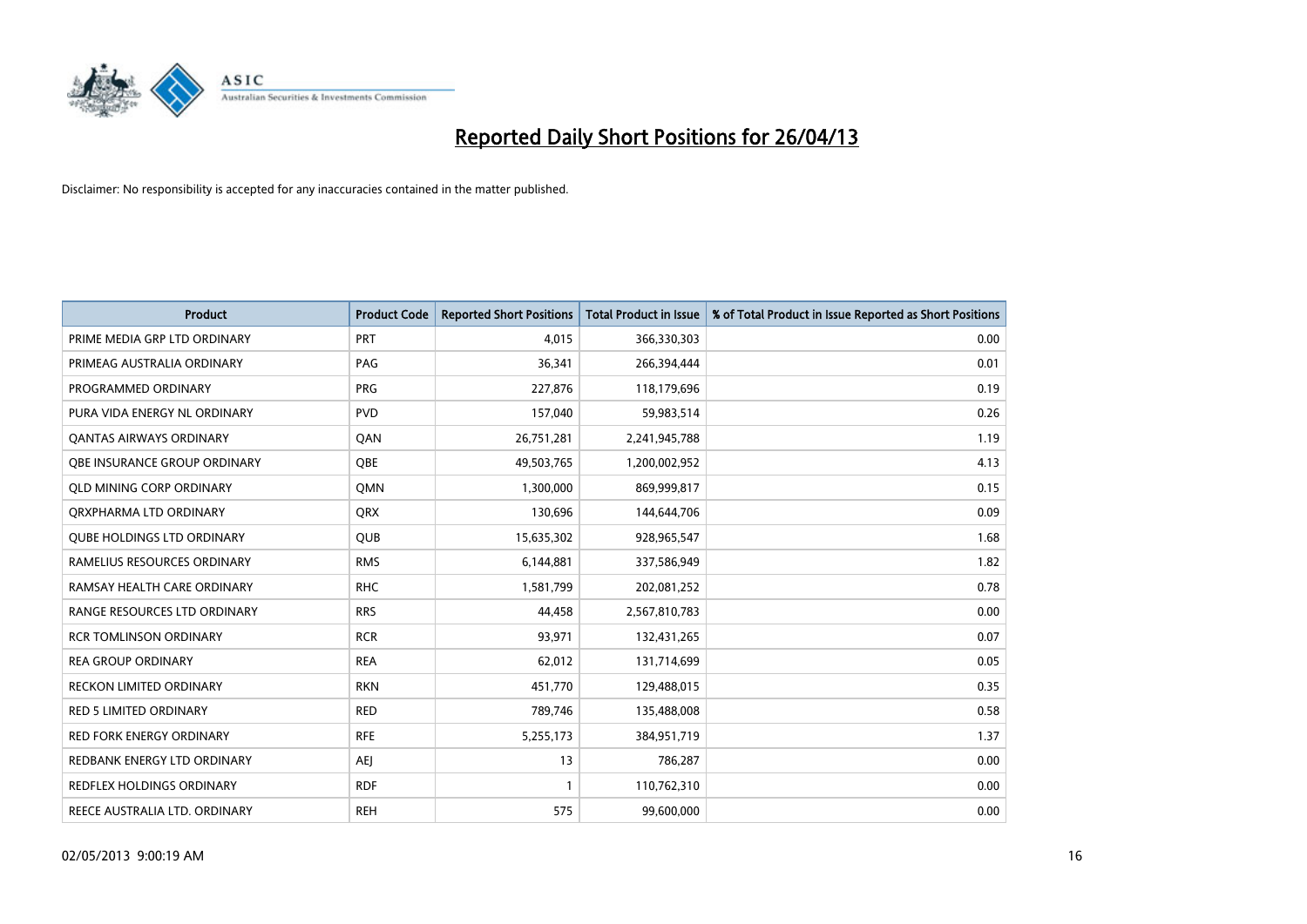# Reported Daily Short Positions for 26/04/13

Disclaimer: No responsibility is accepted for any inaccuracies contained in the matter published.

| Product | Product Code | Reported Short Positions | Total Product in Issue | % of Total Product in Issue Reported as Short Positions |
|---|---|---|---|---|
| PRIME MEDIA GRP LTD ORDINARY | PRT | 4,015 | 366,330,303 | 0.00 |
| PRIMEAG AUSTRALIA ORDINARY | PAG | 36,341 | 266,394,444 | 0.01 |
| PROGRAMMED ORDINARY | PRG | 227,876 | 118,179,696 | 0.19 |
| PURA VIDA ENERGY NL ORDINARY | PVD | 157,040 | 59,983,514 | 0.26 |
| QANTAS AIRWAYS ORDINARY | QAN | 26,751,281 | 2,241,945,788 | 1.19 |
| QBE INSURANCE GROUP ORDINARY | QBE | 49,503,765 | 1,200,002,952 | 4.13 |
| QLD MINING CORP ORDINARY | QMN | 1,300,000 | 869,999,817 | 0.15 |
| QRXPHARMA LTD ORDINARY | QRX | 130,696 | 144,644,706 | 0.09 |
| QUBE HOLDINGS LTD ORDINARY | QUB | 15,635,302 | 928,965,547 | 1.68 |
| RAMELIUS RESOURCES ORDINARY | RMS | 6,144,881 | 337,586,949 | 1.82 |
| RAMSAY HEALTH CARE ORDINARY | RHC | 1,581,799 | 202,081,252 | 0.78 |
| RANGE RESOURCES LTD ORDINARY | RRS | 44,458 | 2,567,810,783 | 0.00 |
| RCR TOMLINSON ORDINARY | RCR | 93,971 | 132,431,265 | 0.07 |
| REA GROUP ORDINARY | REA | 62,012 | 131,714,699 | 0.05 |
| RECKON LIMITED ORDINARY | RKN | 451,770 | 129,488,015 | 0.35 |
| RED 5 LIMITED ORDINARY | RED | 789,746 | 135,488,008 | 0.58 |
| RED FORK ENERGY ORDINARY | RFE | 5,255,173 | 384,951,719 | 1.37 |
| REDBANK ENERGY LTD ORDINARY | AEJ | 13 | 786,287 | 0.00 |
| REDFLEX HOLDINGS ORDINARY | RDF | 1 | 110,762,310 | 0.00 |
| REECE AUSTRALIA LTD. ORDINARY | REH | 575 | 99,600,000 | 0.00 |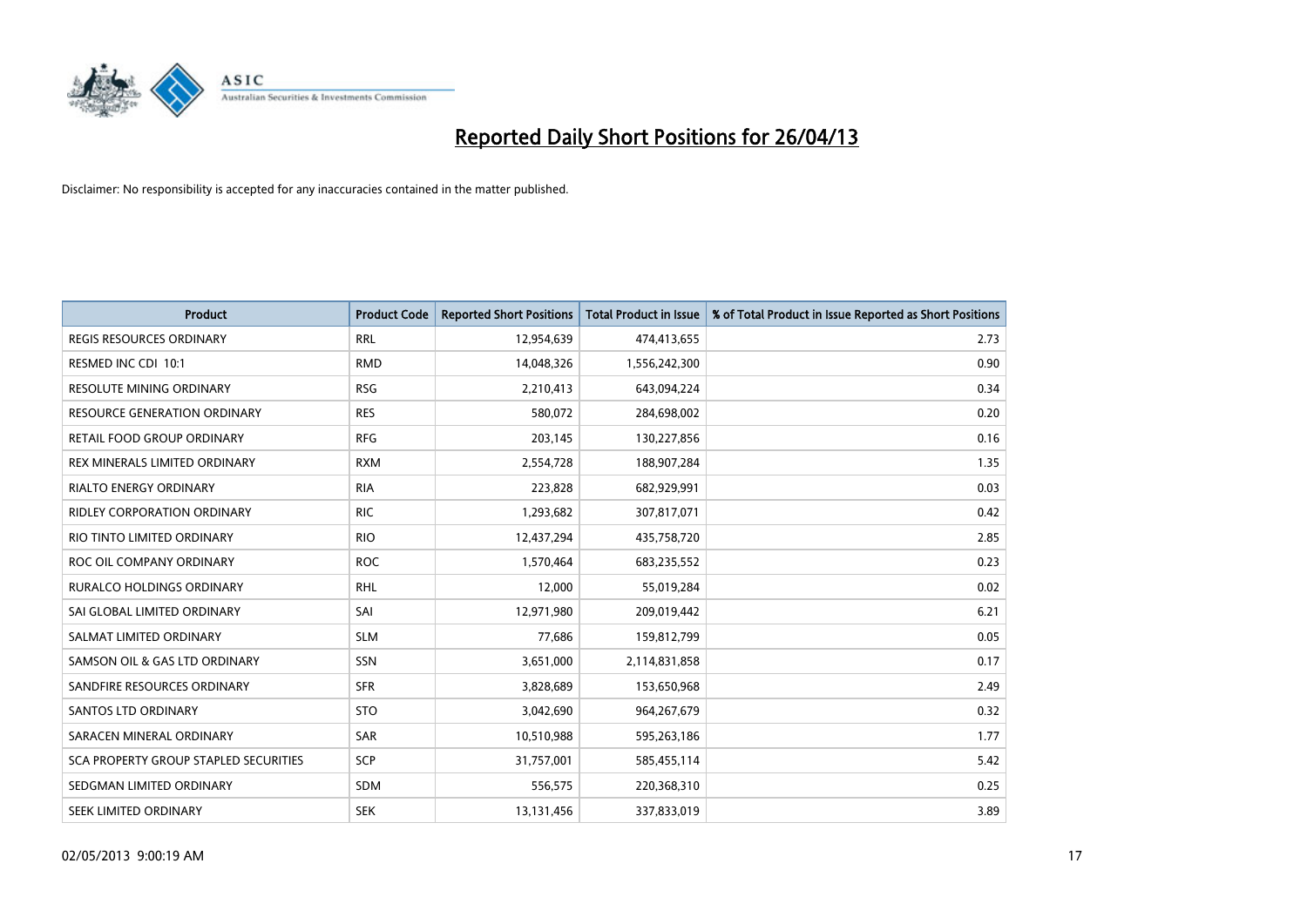# Reported Daily Short Positions for 26/04/13

Disclaimer: No responsibility is accepted for any inaccuracies contained in the matter published.

| Product | Product Code | Reported Short Positions | Total Product in Issue | % of Total Product in Issue Reported as Short Positions |
|---|---|---|---|---|
| REGIS RESOURCES ORDINARY | RRL | 12,954,639 | 474,413,655 | 2.73 |
| RESMED INC CDI 10:1 | RMD | 14,048,326 | 1,556,242,300 | 0.90 |
| RESOLUTE MINING ORDINARY | RSG | 2,210,413 | 643,094,224 | 0.34 |
| RESOURCE GENERATION ORDINARY | RES | 580,072 | 284,698,002 | 0.20 |
| RETAIL FOOD GROUP ORDINARY | RFG | 203,145 | 130,227,856 | 0.16 |
| REX MINERALS LIMITED ORDINARY | RXM | 2,554,728 | 188,907,284 | 1.35 |
| RIALTO ENERGY ORDINARY | RIA | 223,828 | 682,929,991 | 0.03 |
| RIDLEY CORPORATION ORDINARY | RIC | 1,293,682 | 307,817,071 | 0.42 |
| RIO TINTO LIMITED ORDINARY | RIO | 12,437,294 | 435,758,720 | 2.85 |
| ROC OIL COMPANY ORDINARY | ROC | 1,570,464 | 683,235,552 | 0.23 |
| RURALCO HOLDINGS ORDINARY | RHL | 12,000 | 55,019,284 | 0.02 |
| SAI GLOBAL LIMITED ORDINARY | SAI | 12,971,980 | 209,019,442 | 6.21 |
| SALMAT LIMITED ORDINARY | SLM | 77,686 | 159,812,799 | 0.05 |
| SAMSON OIL & GAS LTD ORDINARY | SSN | 3,651,000 | 2,114,831,858 | 0.17 |
| SANDFIRE RESOURCES ORDINARY | SFR | 3,828,689 | 153,650,968 | 2.49 |
| SANTOS LTD ORDINARY | STO | 3,042,690 | 964,267,679 | 0.32 |
| SARACEN MINERAL ORDINARY | SAR | 10,510,988 | 595,263,186 | 1.77 |
| SCA PROPERTY GROUP STAPLED SECURITIES | SCP | 31,757,001 | 585,455,114 | 5.42 |
| SEDGMAN LIMITED ORDINARY | SDM | 556,575 | 220,368,310 | 0.25 |
| SEEK LIMITED ORDINARY | SEK | 13,131,456 | 337,833,019 | 3.89 |

02/05/2013 9:00:19 AM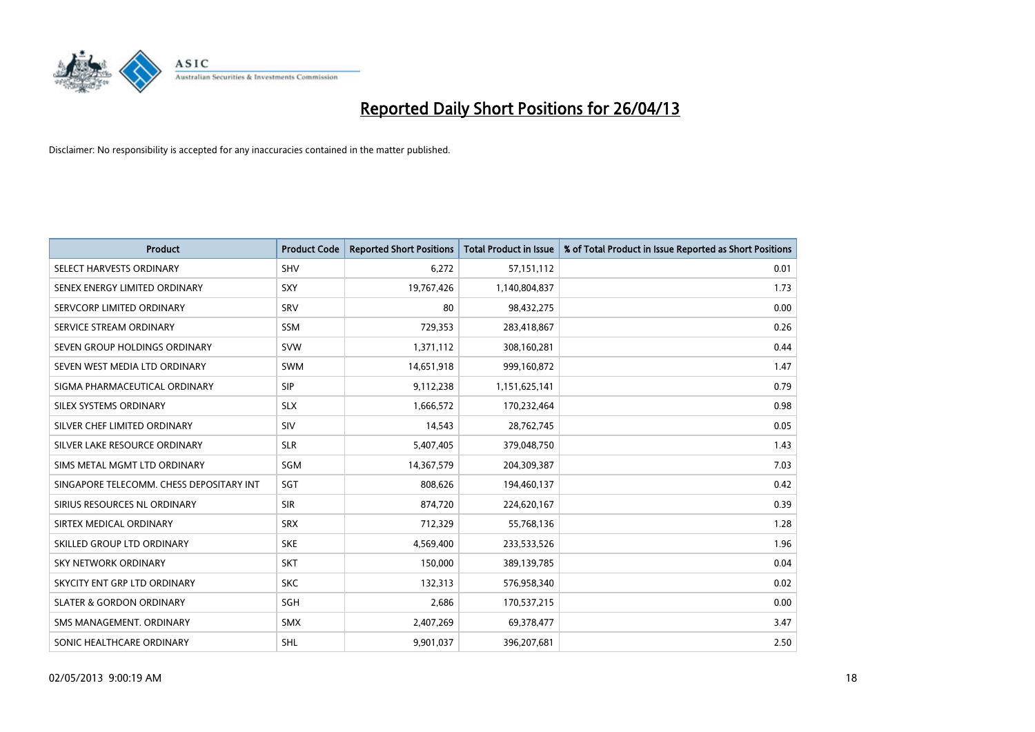# Reported Daily Short Positions for 26/04/13

Disclaimer: No responsibility is accepted for any inaccuracies contained in the matter published.

| Product | Product Code | Reported Short Positions | Total Product in Issue | % of Total Product in Issue Reported as Short Positions |
|---|---|---|---|---|
| SELECT HARVESTS ORDINARY | SHV | 6,272 | 57,151,112 | 0.01 |
| SENEX ENERGY LIMITED ORDINARY | SXY | 19,767,426 | 1,140,804,837 | 1.73 |
| SERVCORP LIMITED ORDINARY | SRV | 80 | 98,432,275 | 0.00 |
| SERVICE STREAM ORDINARY | SSM | 729,353 | 283,418,867 | 0.26 |
| SEVEN GROUP HOLDINGS ORDINARY | SVW | 1,371,112 | 308,160,281 | 0.44 |
| SEVEN WEST MEDIA LTD ORDINARY | SWM | 14,651,918 | 999,160,872 | 1.47 |
| SIGMA PHARMACEUTICAL ORDINARY | SIP | 9,112,238 | 1,151,625,141 | 0.79 |
| SILEX SYSTEMS ORDINARY | SLX | 1,666,572 | 170,232,464 | 0.98 |
| SILVER CHEF LIMITED ORDINARY | SIV | 14,543 | 28,762,745 | 0.05 |
| SILVER LAKE RESOURCE ORDINARY | SLR | 5,407,405 | 379,048,750 | 1.43 |
| SIMS METAL MGMT LTD ORDINARY | SGM | 14,367,579 | 204,309,387 | 7.03 |
| SINGAPORE TELECOMM. CHESS DEPOSITARY INT | SGT | 808,626 | 194,460,137 | 0.42 |
| SIRIUS RESOURCES NL ORDINARY | SIR | 874,720 | 224,620,167 | 0.39 |
| SIRTEX MEDICAL ORDINARY | SRX | 712,329 | 55,768,136 | 1.28 |
| SKILLED GROUP LTD ORDINARY | SKE | 4,569,400 | 233,533,526 | 1.96 |
| SKY NETWORK ORDINARY | SKT | 150,000 | 389,139,785 | 0.04 |
| SKYCITY ENT GRP LTD ORDINARY | SKC | 132,313 | 576,958,340 | 0.02 |
| SLATER & GORDON ORDINARY | SGH | 2,686 | 170,537,215 | 0.00 |
| SMS MANAGEMENT. ORDINARY | SMX | 2,407,269 | 69,378,477 | 3.47 |
| SONIC HEALTHCARE ORDINARY | SHL | 9,901,037 | 396,207,681 | 2.50 |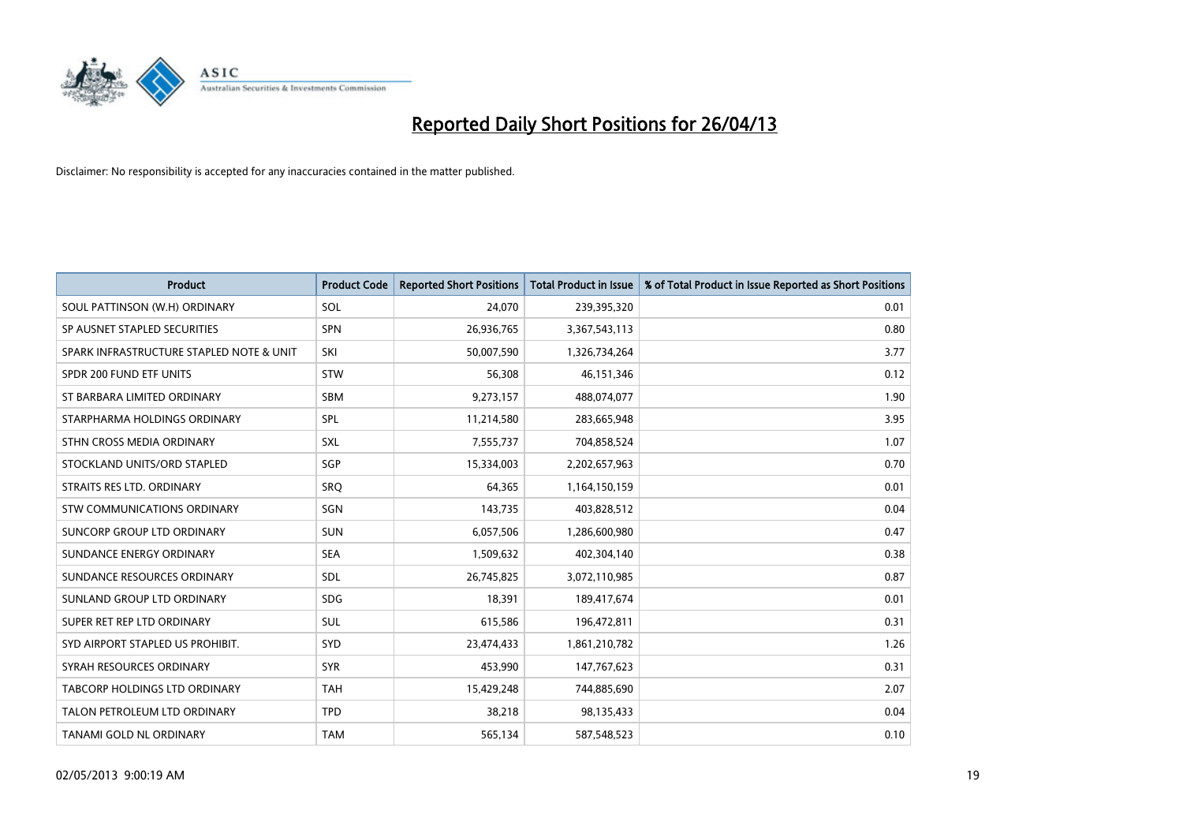# Reported Daily Short Positions for 26/04/13

Disclaimer: No responsibility is accepted for any inaccuracies contained in the matter published.

| Product | Product Code | Reported Short Positions | Total Product in Issue | % of Total Product in Issue Reported as Short Positions |
|---|---|---|---|---|
| SOUL PATTINSON (W.H) ORDINARY | SOL | 24,070 | 239,395,320 | 0.01 |
| SP AUSNET STAPLED SECURITIES | SPN | 26,936,765 | 3,367,543,113 | 0.80 |
| SPARK INFRASTRUCTURE STAPLED NOTE & UNIT | SKI | 50,007,590 | 1,326,734,264 | 3.77 |
| SPDR 200 FUND ETF UNITS | STW | 56,308 | 46,151,346 | 0.12 |
| ST BARBARA LIMITED ORDINARY | SBM | 9,273,157 | 488,074,077 | 1.90 |
| STARPHARMA HOLDINGS ORDINARY | SPL | 11,214,580 | 283,665,948 | 3.95 |
| STHN CROSS MEDIA ORDINARY | SXL | 7,555,737 | 704,858,524 | 1.07 |
| STOCKLAND UNITS/ORD STAPLED | SGP | 15,334,003 | 2,202,657,963 | 0.70 |
| STRAITS RES LTD. ORDINARY | SRQ | 64,365 | 1,164,150,159 | 0.01 |
| STW COMMUNICATIONS ORDINARY | SGN | 143,735 | 403,828,512 | 0.04 |
| SUNCORP GROUP LTD ORDINARY | SUN | 6,057,506 | 1,286,600,980 | 0.47 |
| SUNDANCE ENERGY ORDINARY | SEA | 1,509,632 | 402,304,140 | 0.38 |
| SUNDANCE RESOURCES ORDINARY | SDL | 26,745,825 | 3,072,110,985 | 0.87 |
| SUNLAND GROUP LTD ORDINARY | SDG | 18,391 | 189,417,674 | 0.01 |
| SUPER RET REP LTD ORDINARY | SUL | 615,586 | 196,472,811 | 0.31 |
| SYD AIRPORT STAPLED US PROHIBIT. | SYD | 23,474,433 | 1,861,210,782 | 1.26 |
| SYRAH RESOURCES ORDINARY | SYR | 453,990 | 147,767,623 | 0.31 |
| TABCORP HOLDINGS LTD ORDINARY | TAH | 15,429,248 | 744,885,690 | 2.07 |
| TALON PETROLEUM LTD ORDINARY | TPD | 38,218 | 98,135,433 | 0.04 |
| TANAMI GOLD NL ORDINARY | TAM | 565,134 | 587,548,523 | 0.10 |

02/05/2013 9:00:19 AM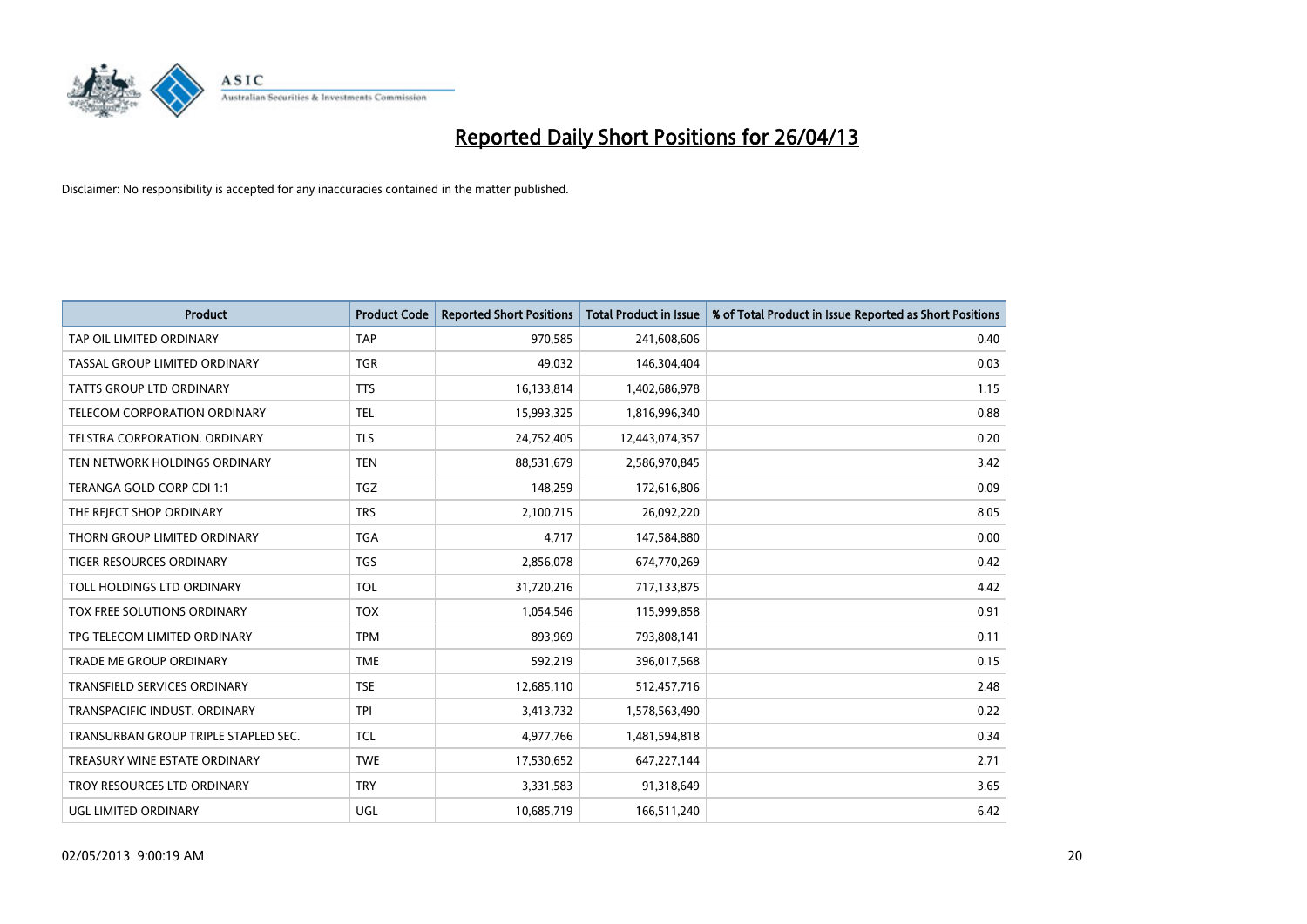# Reported Daily Short Positions for 26/04/13

Disclaimer: No responsibility is accepted for any inaccuracies contained in the matter published.

| Product | Product Code | Reported Short Positions | Total Product in Issue | % of Total Product in Issue Reported as Short Positions |
| --- | --- | --- | --- | --- |
| TAP OIL LIMITED ORDINARY | TAP | 970,585 | 241,608,606 | 0.40 |
| TASSAL GROUP LIMITED ORDINARY | TGR | 49,032 | 146,304,404 | 0.03 |
| TATTS GROUP LTD ORDINARY | TTS | 16,133,814 | 1,402,686,978 | 1.15 |
| TELECOM CORPORATION ORDINARY | TEL | 15,993,325 | 1,816,996,340 | 0.88 |
| TELSTRA CORPORATION. ORDINARY | TLS | 24,752,405 | 12,443,074,357 | 0.20 |
| TEN NETWORK HOLDINGS ORDINARY | TEN | 88,531,679 | 2,586,970,845 | 3.42 |
| TERANGA GOLD CORP CDI 1:1 | TGZ | 148,259 | 172,616,806 | 0.09 |
| THE REJECT SHOP ORDINARY | TRS | 2,100,715 | 26,092,220 | 8.05 |
| THORN GROUP LIMITED ORDINARY | TGA | 4,717 | 147,584,880 | 0.00 |
| TIGER RESOURCES ORDINARY | TGS | 2,856,078 | 674,770,269 | 0.42 |
| TOLL HOLDINGS LTD ORDINARY | TOL | 31,720,216 | 717,133,875 | 4.42 |
| TOX FREE SOLUTIONS ORDINARY | TOX | 1,054,546 | 115,999,858 | 0.91 |
| TPG TELECOM LIMITED ORDINARY | TPM | 893,969 | 793,808,141 | 0.11 |
| TRADE ME GROUP ORDINARY | TME | 592,219 | 396,017,568 | 0.15 |
| TRANSFIELD SERVICES ORDINARY | TSE | 12,685,110 | 512,457,716 | 2.48 |
| TRANSPACIFIC INDUST. ORDINARY | TPI | 3,413,732 | 1,578,563,490 | 0.22 |
| TRANSURBAN GROUP TRIPLE STAPLED SEC. | TCL | 4,977,766 | 1,481,594,818 | 0.34 |
| TREASURY WINE ESTATE ORDINARY | TWE | 17,530,652 | 647,227,144 | 2.71 |
| TROY RESOURCES LTD ORDINARY | TRY | 3,331,583 | 91,318,649 | 3.65 |
| UGL LIMITED ORDINARY | UGL | 10,685,719 | 166,511,240 | 6.42 |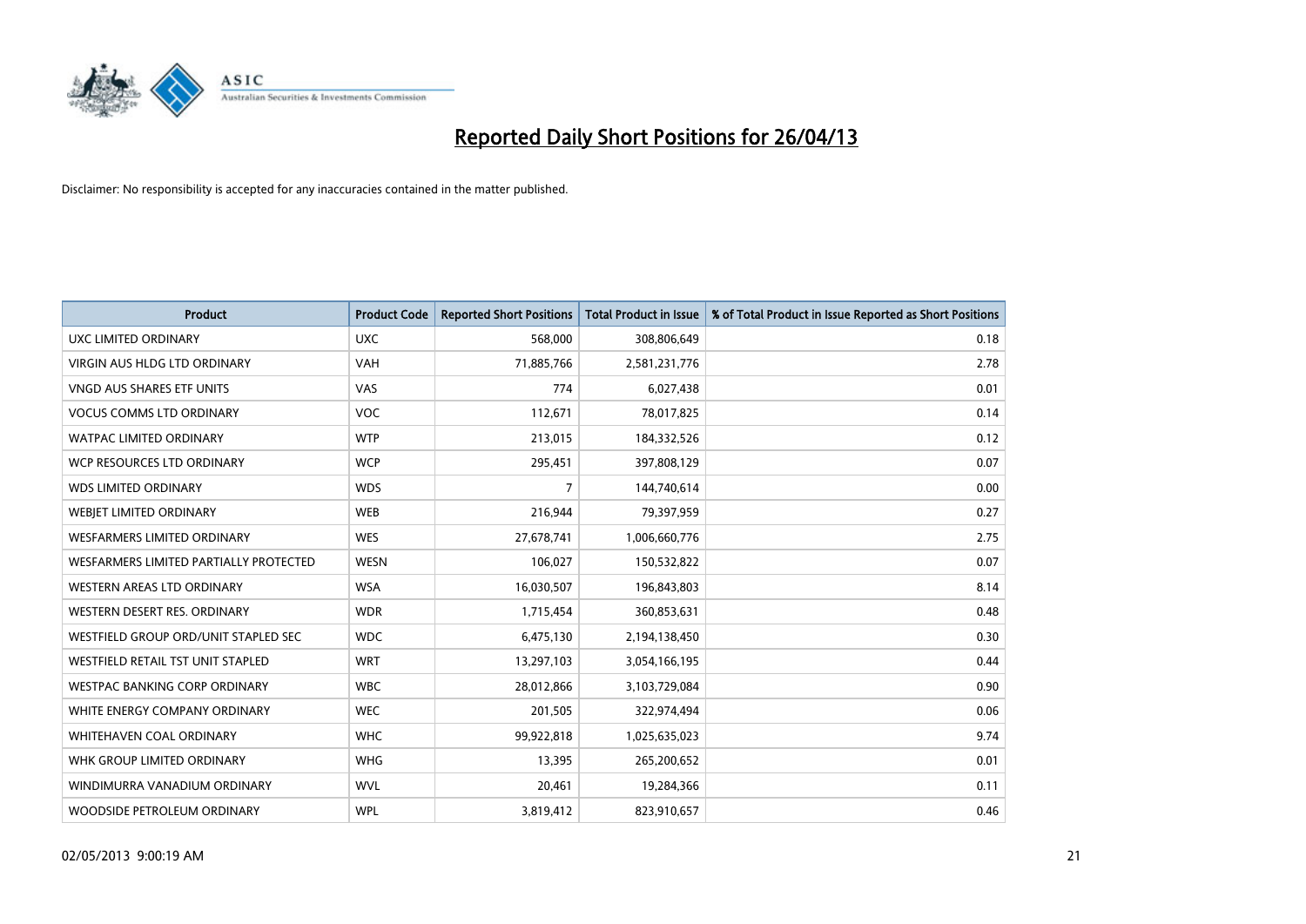# Reported Daily Short Positions for 26/04/13

Disclaimer: No responsibility is accepted for any inaccuracies contained in the matter published.

| Product | Product Code | Reported Short Positions | Total Product in Issue | % of Total Product in Issue Reported as Short Positions |
|---|---|---|---|---|
| UXC LIMITED ORDINARY | UXC | 568,000 | 308,806,649 | 0.18 |
| VIRGIN AUS HLDG LTD ORDINARY | VAH | 71,885,766 | 2,581,231,776 | 2.78 |
| VNGD AUS SHARES ETF UNITS | VAS | 774 | 6,027,438 | 0.01 |
| VOCUS COMMS LTD ORDINARY | VOC | 112,671 | 78,017,825 | 0.14 |
| WATPAC LIMITED ORDINARY | WTP | 213,015 | 184,332,526 | 0.12 |
| WCP RESOURCES LTD ORDINARY | WCP | 295,451 | 397,808,129 | 0.07 |
| WDS LIMITED ORDINARY | WDS | 7 | 144,740,614 | 0.00 |
| WEBJET LIMITED ORDINARY | WEB | 216,944 | 79,397,959 | 0.27 |
| WESFARMERS LIMITED ORDINARY | WES | 27,678,741 | 1,006,660,776 | 2.75 |
| WESFARMERS LIMITED PARTIALLY PROTECTED | WESN | 106,027 | 150,532,822 | 0.07 |
| WESTERN AREAS LTD ORDINARY | WSA | 16,030,507 | 196,843,803 | 8.14 |
| WESTERN DESERT RES. ORDINARY | WDR | 1,715,454 | 360,853,631 | 0.48 |
| WESTFIELD GROUP ORD/UNIT STAPLED SEC | WDC | 6,475,130 | 2,194,138,450 | 0.30 |
| WESTFIELD RETAIL TST UNIT STAPLED | WRT | 13,297,103 | 3,054,166,195 | 0.44 |
| WESTPAC BANKING CORP ORDINARY | WBC | 28,012,866 | 3,103,729,084 | 0.90 |
| WHITE ENERGY COMPANY ORDINARY | WEC | 201,505 | 322,974,494 | 0.06 |
| WHITEHAVEN COAL ORDINARY | WHC | 99,922,818 | 1,025,635,023 | 9.74 |
| WHK GROUP LIMITED ORDINARY | WHG | 13,395 | 265,200,652 | 0.01 |
| WINDIMURRA VANADIUM ORDINARY | WVL | 20,461 | 19,284,366 | 0.11 |
| WOODSIDE PETROLEUM ORDINARY | WPL | 3,819,412 | 823,910,657 | 0.46 |

02/05/2013 9:00:19 AM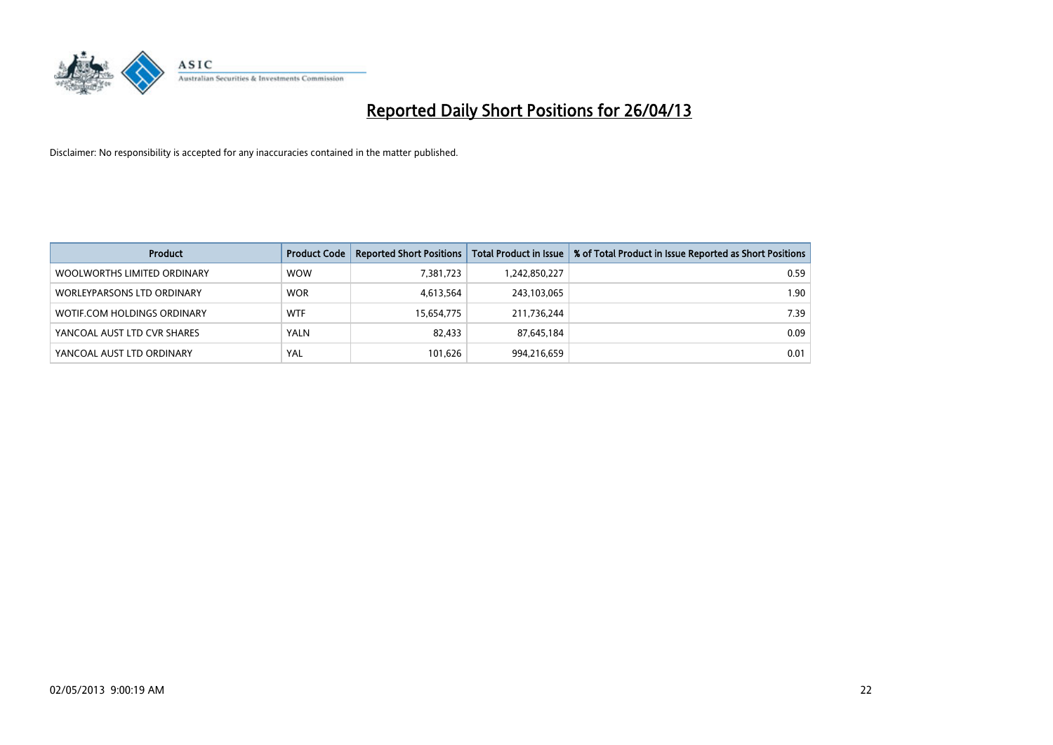# Reported Daily Short Positions for 26/04/13

Disclaimer: No responsibility is accepted for any inaccuracies contained in the matter published.

| Product | Product Code | Reported Short Positions | Total Product in Issue | % of Total Product in Issue Reported as Short Positions |
|---|---|---|---|---|
| WOOLWORTHS LIMITED ORDINARY | WOW | 7,381,723 | 1,242,850,227 | 0.59 |
| WORLEYPARSONS LTD ORDINARY | WOR | 4,613,564 | 243,103,065 | 1.90 |
| WOTIF.COM HOLDINGS ORDINARY | WTF | 15,654,775 | 211,736,244 | 7.39 |
| YANCOAL AUST LTD CVR SHARES | YALN | 82,433 | 87,645,184 | 0.09 |
| YANCOAL AUST LTD ORDINARY | YAL | 101,626 | 994,216,659 | 0.01 |

02/05/2013 9:00:19 AM